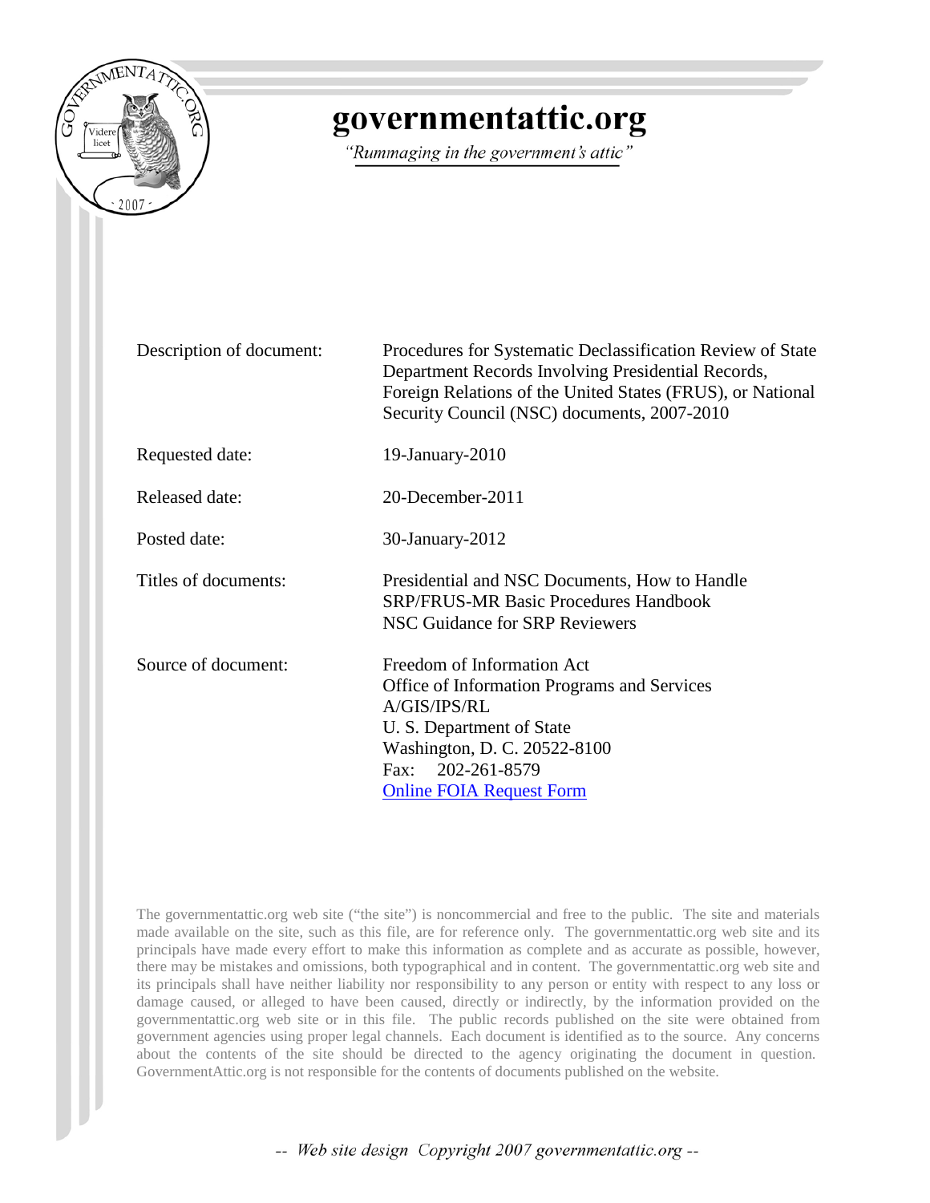# governmentattic.org

*"Rummaging in the government's attic"*

| | |
|---|---|
| Description of document: | Procedures for Systematic Declassification Review of State Department Records Involving Presidential Records, Foreign Relations of the United States (FRUS), or National Security Council (NSC) documents, 2007-2010 |
| Requested date: | 19-January-2010 |
| Released date: | 20-December-2011 |
| Posted date: | 30-January-2012 |
| Titles of documents: | Presidential and NSC Documents, How to Handle<br>SRP/FRUS-MR Basic Procedures Handbook<br>NSC Guidance for SRP Reviewers |
| Source of document: | Freedom of Information Act<br>Office of Information Programs and Services<br>A/GIS/IPS/RL<br>U. S. Department of State<br>Washington, D. C. 20522-8100<br>Fax: 202-261-8579<br>Online FOIA Request Form |

The governmentattic.org web site ("the site") is noncommercial and free to the public. The site and materials made available on the site, such as this file, are for reference only. The governmentattic.org web site and its principals have made every effort to make this information as complete and as accurate as possible, however, there may be mistakes and omissions, both typographical and in content. The governmentattic.org web site and its principals shall have neither liability nor responsibility to any person or entity with respect to any loss or damage caused, or alleged to have been caused, directly or indirectly, by the information provided on the governmentattic.org web site or in this file. The public records published on the site were obtained from government agencies using proper legal channels. Each document is identified as to the source. Any concerns about the contents of the site should be directed to the agency originating the document in question. GovernmentAttic.org is not responsible for the contents of documents published on the website.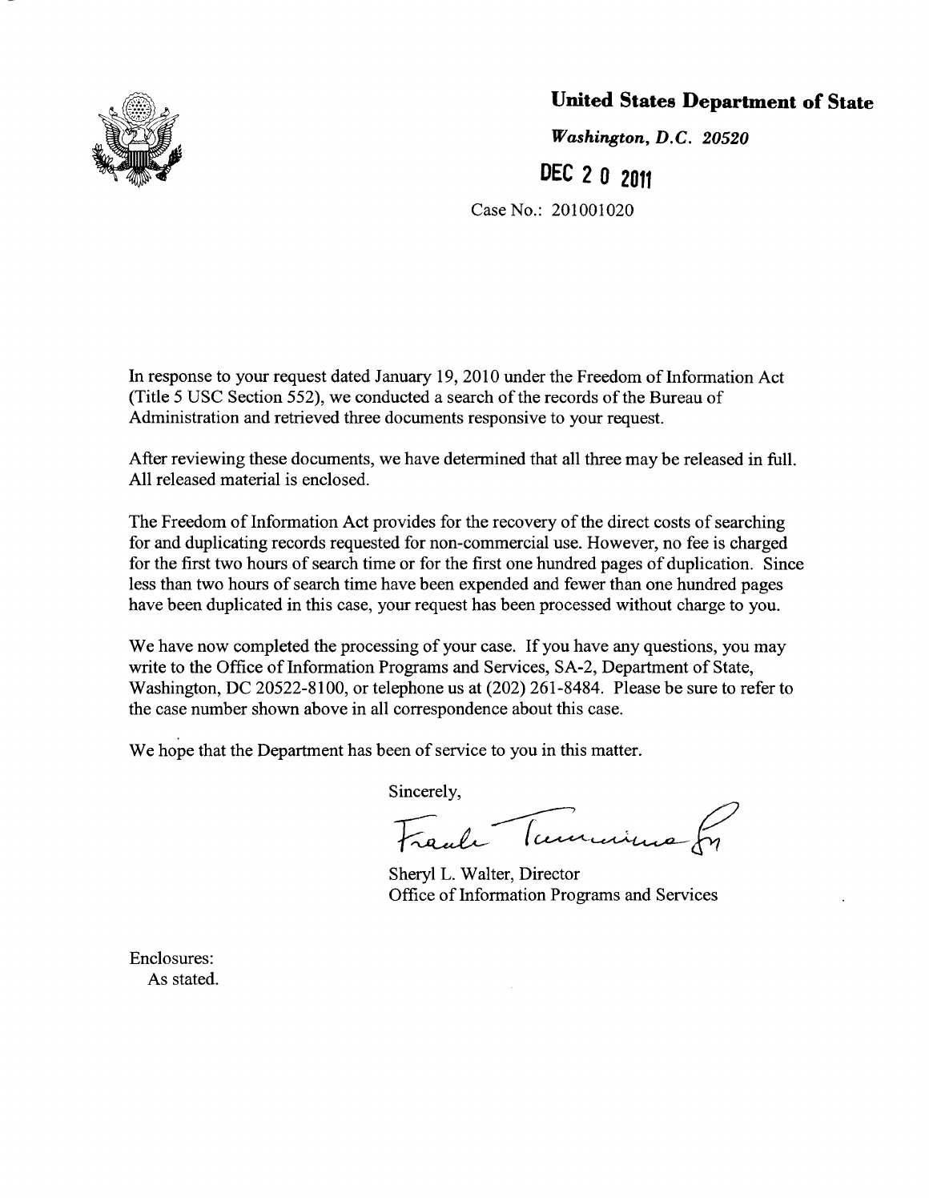**United States Department of State**

*Washington, D.C. 20520*

DEC 2 0 2011

Case No.: 201001020

In response to your request dated January 19, 2010 under the Freedom of Information Act (Title 5 USC Section 552), we conducted a search of the records of the Bureau of Administration and retrieved three documents responsive to your request.

After reviewing these documents, we have determined that all three may be released in full. All released material is enclosed.

The Freedom of Information Act provides for the recovery of the direct costs of searching for and duplicating records requested for non-commercial use. However, no fee is charged for the first two hours of search time or for the first one hundred pages of duplication. Since less than two hours of search time have been expended and fewer than one hundred pages have been duplicated in this case, your request has been processed without charge to you.

We have now completed the processing of your case. If you have any questions, you may write to the Office of Information Programs and Services, SA-2, Department of State, Washington, DC 20522-8100, or telephone us at (202) 261-8484. Please be sure to refer to the case number shown above in all correspondence about this case.

We hope that the Department has been of service to you in this matter.

Sincerely,

Frank Tumminia for

Sheryl L. Walter, Director
Office of Information Programs and Services

Enclosures:
As stated.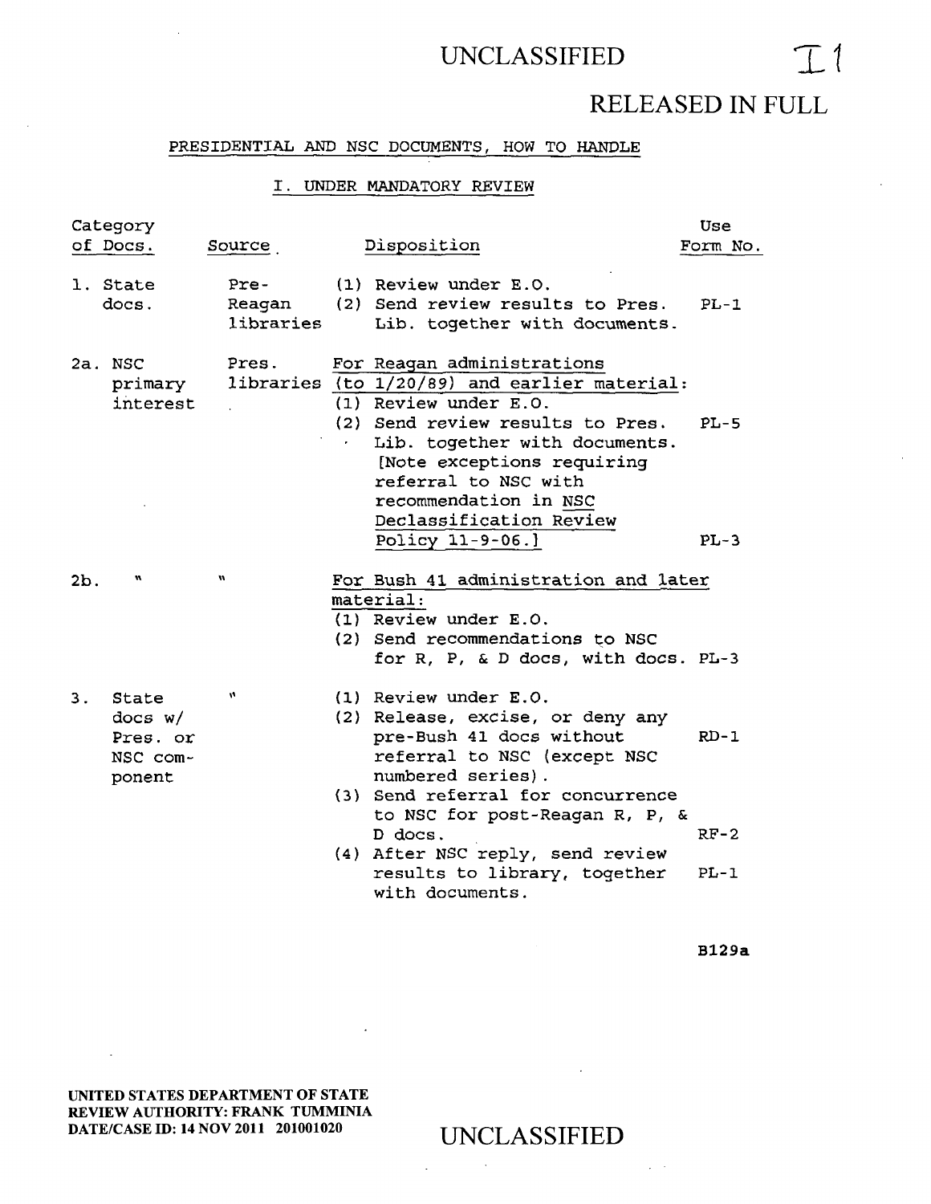UNCLASSIFIED

I 1

RELEASED IN FULL

## PRESIDENTIAL AND NSC DOCUMENTS, HOW TO HANDLE

### I. UNDER MANDATORY REVIEW

| Category of Docs. | Source | Disposition | Use Form No. |
|---|---|---|---|
| 1. State docs. | Pre-Reagan libraries | (1) Review under E.O.<br>(2) Send review results to Pres. Lib. together with documents. | PL-1 |
| 2a. NSC primary interest | Pres. libraries | For Reagan administrations (to 1/20/89) and earlier material:<br>(1) Review under E.O.<br>(2) Send review results to Pres. Lib. together with documents. | PL-5 |
| | | [Note exceptions requiring referral to NSC with recommendation in NSC Declassification Review Policy 11-9-06.] | PL-3 |
| 2b. " | " | For Bush 41 administration and later material:<br>(1) Review under E.O.<br>(2) Send recommendations to NSC for R, P, & D docs, with docs. | PL-3 |
| 3. State docs w/ Pres. or NSC component | " | (1) Review under E.O.<br>(2) Release, excise, or deny any pre-Bush 41 docs without referral to NSC (except NSC numbered series). | RD-1 |
| | | (3) Send referral for concurrence to NSC for post-Reagan R, P, & D docs. | RF-2 |
| | | (4) After NSC reply, send review results to library, together with documents. | PL-1 |

B129a

UNITED STATES DEPARTMENT OF STATE
REVIEW AUTHORITY: FRANK TUMMINIA
DATE/CASE ID: 14 NOV 2011 201001020

UNCLASSIFIED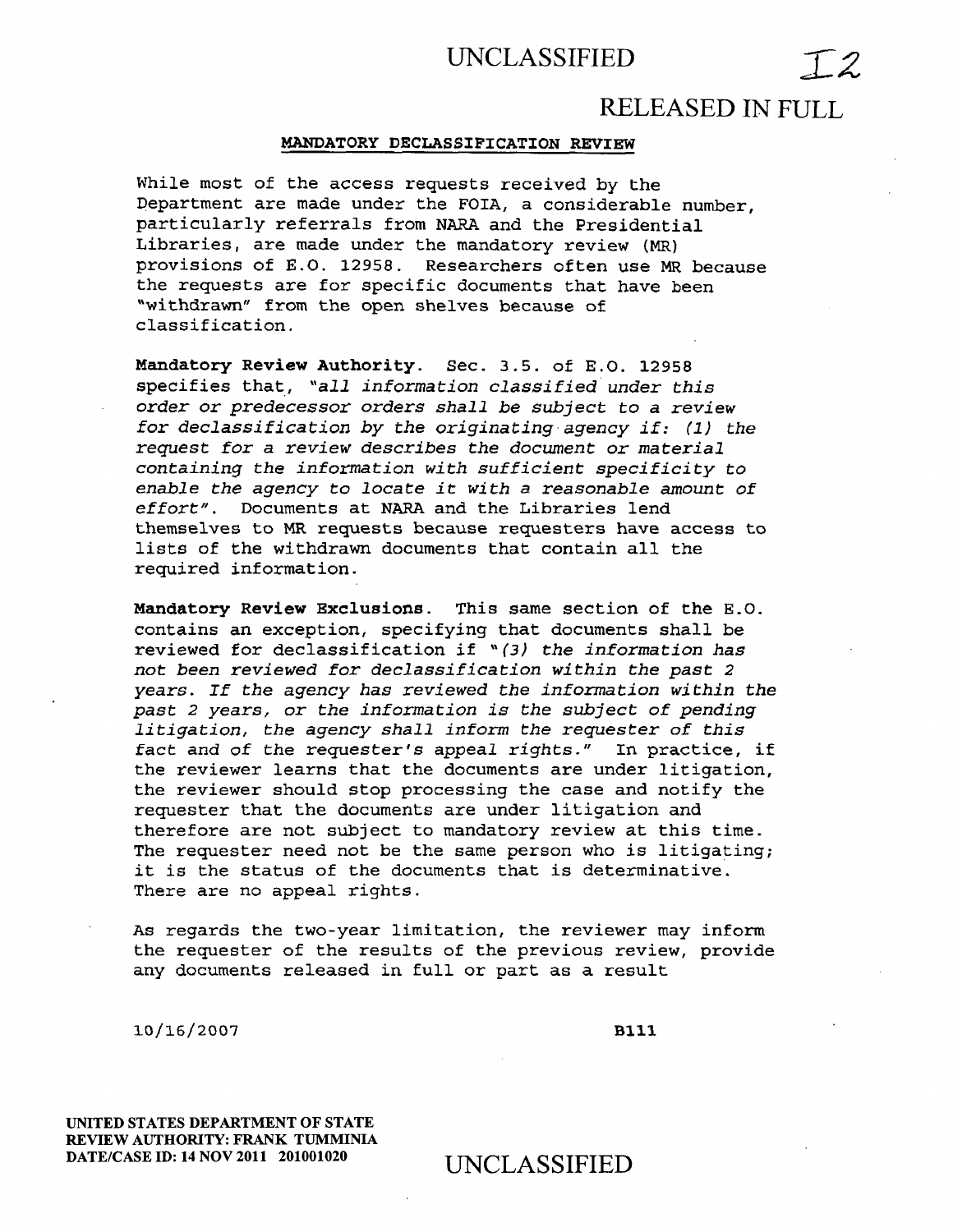## MANDATORY DECLASSIFICATION REVIEW

While most of the access requests received by the Department are made under the FOIA, a considerable number, particularly referrals from NARA and the Presidential Libraries, are made under the mandatory review (MR) provisions of E.O. 12958. Researchers often use MR because the requests are for specific documents that have been "withdrawn" from the open shelves because of classification.

**Mandatory Review Authority.** Sec. 3.5. of E.O. 12958 specifies that, *"all information classified under this order or predecessor orders shall be subject to a review for declassification by the originating agency if: (1) the request for a review describes the document or material containing the information with sufficient specificity to enable the agency to locate it with a reasonable amount of effort"*. Documents at NARA and the Libraries lend themselves to MR requests because requesters have access to lists of the withdrawn documents that contain all the required information.

**Mandatory Review Exclusions.** This same section of the E.O. contains an exception, specifying that documents shall be reviewed for declassification if *"(3) the information has not been reviewed for declassification within the past 2 years. If the agency has reviewed the information within the past 2 years, or the information is the subject of pending litigation, the agency shall inform the requester of this fact and of the requester's appeal rights."* In practice, if the reviewer learns that the documents are under litigation, the reviewer should stop processing the case and notify the requester that the documents are under litigation and therefore are not subject to mandatory review at this time. The requester need not be the same person who is litigating; it is the status of the documents that is determinative. There are no appeal rights.

As regards the two-year limitation, the reviewer may inform the requester of the results of the previous review, provide any documents released in full or part as a result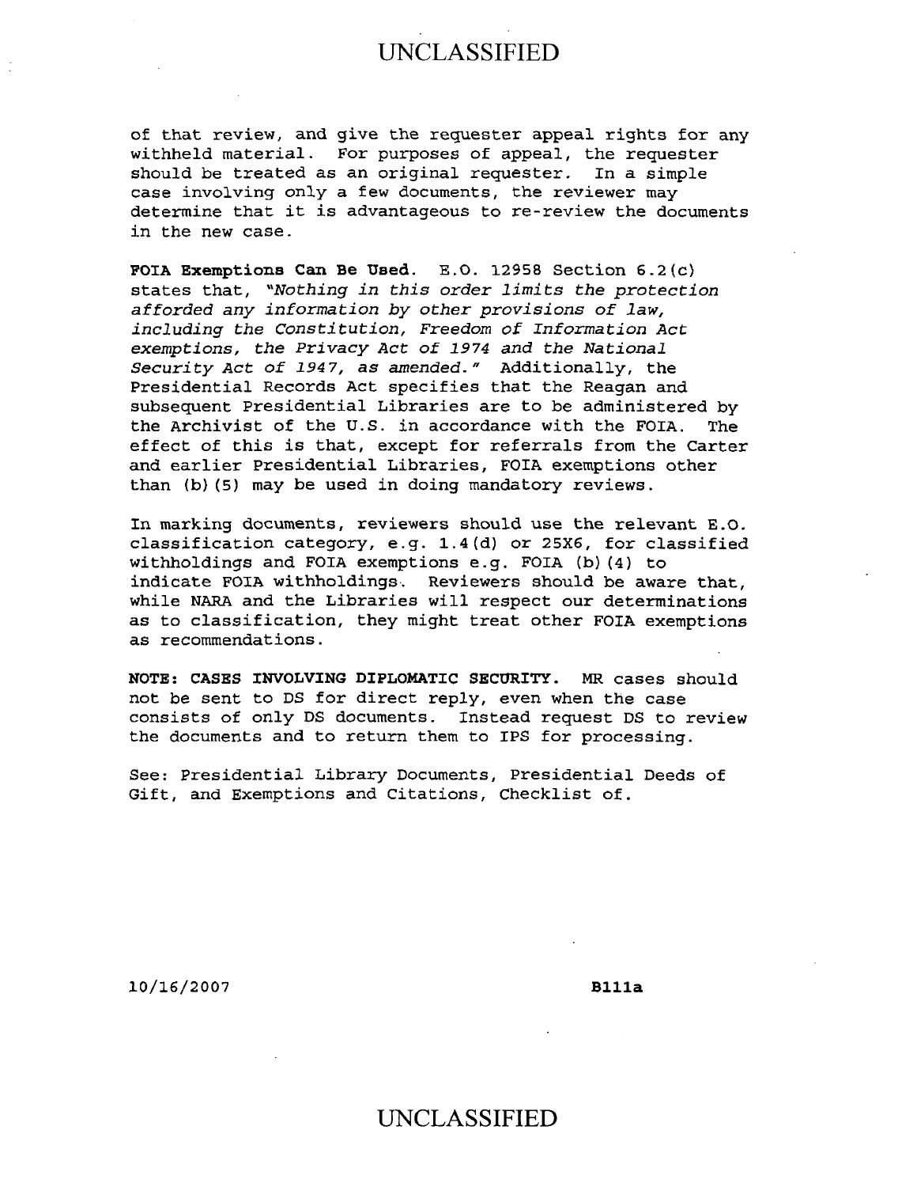of that review, and give the requester appeal rights for any withheld material. For purposes of appeal, the requester should be treated as an original requester. In a simple case involving only a few documents, the reviewer may determine that it is advantageous to re-review the documents in the new case.

**FOIA Exemptions Can Be Used.** E.O. 12958 Section 6.2(c) states that, "*Nothing in this order limits the protection afforded any information by other provisions of law, including the Constitution, Freedom of Information Act exemptions, the Privacy Act of 1974 and the National Security Act of 1947, as amended.*" Additionally, the Presidential Records Act specifies that the Reagan and subsequent Presidential Libraries are to be administered by the Archivist of the U.S. in accordance with the FOIA. The effect of this is that, except for referrals from the Carter and earlier Presidential Libraries, FOIA exemptions other than (b)(5) may be used in doing mandatory reviews.

In marking documents, reviewers should use the relevant E.O. classification category, e.g. 1.4(d) or 25X6, for classified withholdings and FOIA exemptions e.g. FOIA (b)(4) to indicate FOIA withholdings. Reviewers should be aware that, while NARA and the Libraries will respect our determinations as to classification, they might treat other FOIA exemptions as recommendations.

**NOTE: CASES INVOLVING DIPLOMATIC SECURITY.** MR cases should not be sent to DS for direct reply, even when the case consists of only DS documents. Instead request DS to review the documents and to return them to IPS for processing.

See: Presidential Library Documents, Presidential Deeds of Gift, and Exemptions and Citations, Checklist of.

10/16/2007 **B111a**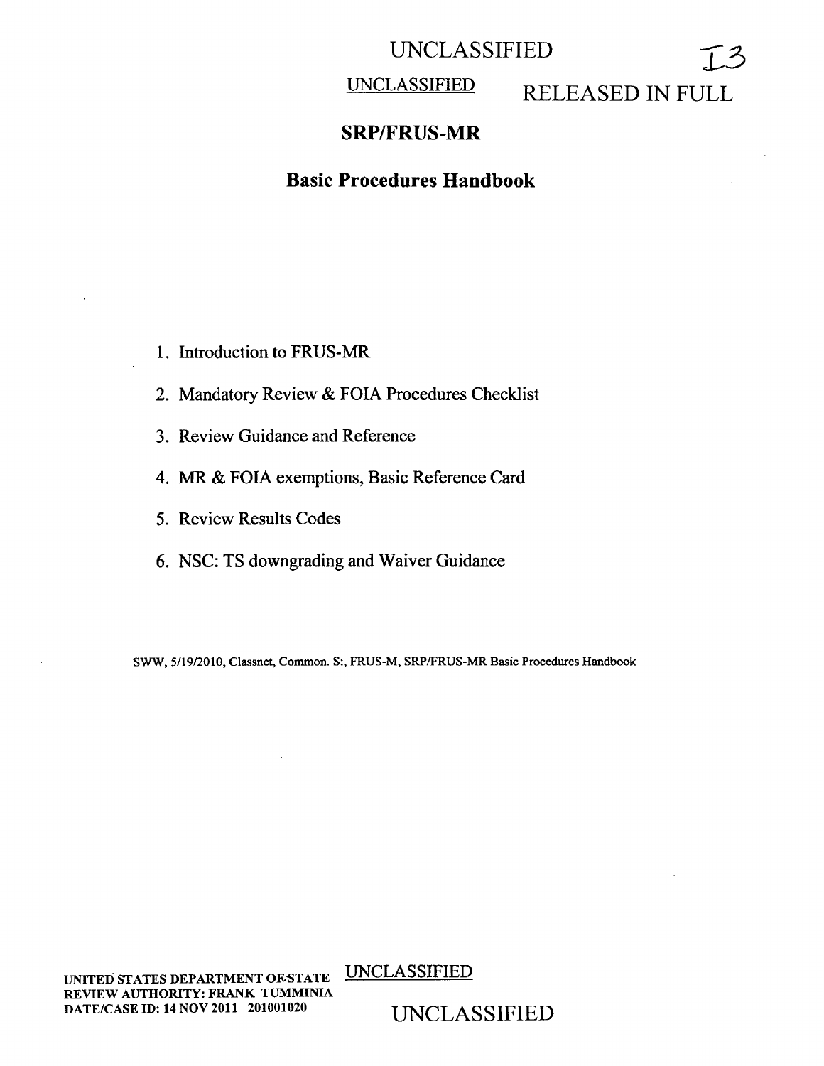UNCLASSIFIED

UNCLASSIFIED RELEASED IN FULL

# SRP/FRUS-MR

## Basic Procedures Handbook

1. Introduction to FRUS-MR
2. Mandatory Review & FOIA Procedures Checklist
3. Review Guidance and Reference
4. MR & FOIA exemptions, Basic Reference Card
5. Review Results Codes
6. NSC: TS downgrading and Waiver Guidance

SWW, 5/19/2010, Classnet, Common. S:, FRUS-M, SRP/FRUS-MR Basic Procedures Handbook

UNITED STATES DEPARTMENT OF STATE
REVIEW AUTHORITY: FRANK TUMMINIA
DATE/CASE ID: 14 NOV 2011 201001020

UNCLASSIFIED

UNCLASSIFIED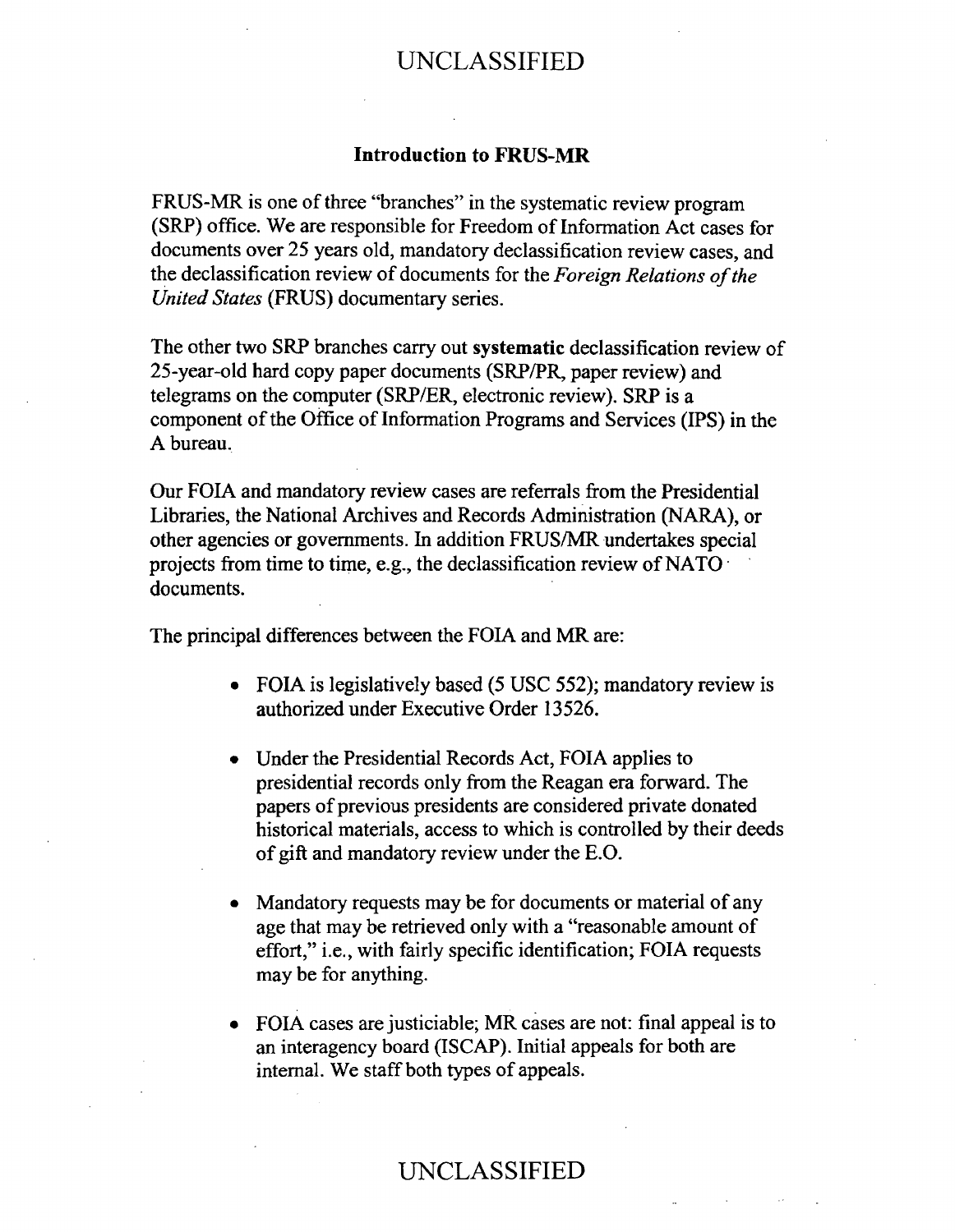### Introduction to FRUS-MR

FRUS-MR is one of three "branches" in the systematic review program (SRP) office. We are responsible for Freedom of Information Act cases for documents over 25 years old, mandatory declassification review cases, and the declassification review of documents for the *Foreign Relations of the United States* (FRUS) documentary series.

The other two SRP branches carry out **systematic** declassification review of 25-year-old hard copy paper documents (SRP/PR, paper review) and telegrams on the computer (SRP/ER, electronic review). SRP is a component of the Office of Information Programs and Services (IPS) in the A bureau.

Our FOIA and mandatory review cases are referrals from the Presidential Libraries, the National Archives and Records Administration (NARA), or other agencies or governments. In addition FRUS/MR undertakes special projects from time to time, e.g., the declassification review of NATO documents.

The principal differences between the FOIA and MR are:

- FOIA is legislatively based (5 USC 552); mandatory review is authorized under Executive Order 13526.
- Under the Presidential Records Act, FOIA applies to presidential records only from the Reagan era forward. The papers of previous presidents are considered private donated historical materials, access to which is controlled by their deeds of gift and mandatory review under the E.O.
- Mandatory requests may be for documents or material of any age that may be retrieved only with a "reasonable amount of effort," i.e., with fairly specific identification; FOIA requests may be for anything.
- FOIA cases are justiciable; MR cases are not: final appeal is to an interagency board (ISCAP). Initial appeals for both are internal. We staff both types of appeals.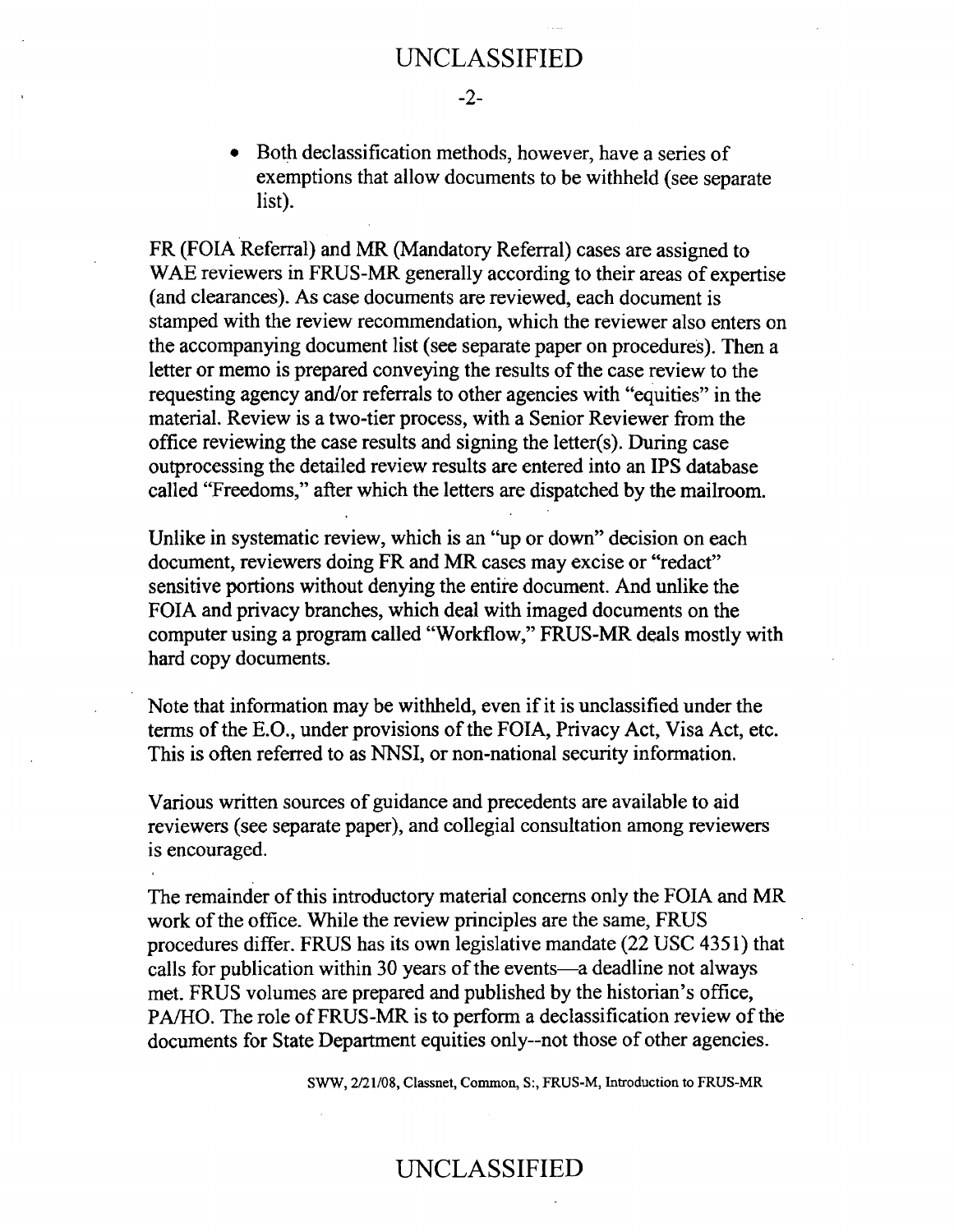- Both declassification methods, however, have a series of exemptions that allow documents to be withheld (see separate list).

FR (FOIA Referral) and MR (Mandatory Referral) cases are assigned to WAE reviewers in FRUS-MR generally according to their areas of expertise (and clearances). As case documents are reviewed, each document is stamped with the review recommendation, which the reviewer also enters on the accompanying document list (see separate paper on procedures). Then a letter or memo is prepared conveying the results of the case review to the requesting agency and/or referrals to other agencies with "equities" in the material. Review is a two-tier process, with a Senior Reviewer from the office reviewing the case results and signing the letter(s). During case outprocessing the detailed review results are entered into an IPS database called "Freedoms," after which the letters are dispatched by the mailroom.

Unlike in systematic review, which is an "up or down" decision on each document, reviewers doing FR and MR cases may excise or "redact" sensitive portions without denying the entire document. And unlike the FOIA and privacy branches, which deal with imaged documents on the computer using a program called "Workflow," FRUS-MR deals mostly with hard copy documents.

Note that information may be withheld, even if it is unclassified under the terms of the E.O., under provisions of the FOIA, Privacy Act, Visa Act, etc. This is often referred to as NNSI, or non-national security information.

Various written sources of guidance and precedents are available to aid reviewers (see separate paper), and collegial consultation among reviewers is encouraged.

The remainder of this introductory material concerns only the FOIA and MR work of the office. While the review principles are the same, FRUS procedures differ. FRUS has its own legislative mandate (22 USC 4351) that calls for publication within 30 years of the events—a deadline not always met. FRUS volumes are prepared and published by the historian's office, PA/HO. The role of FRUS-MR is to perform a declassification review of the documents for State Department equities only--not those of other agencies.

SWW, 2/21/08, Classnet, Common, S:, FRUS-M, Introduction to FRUS-MR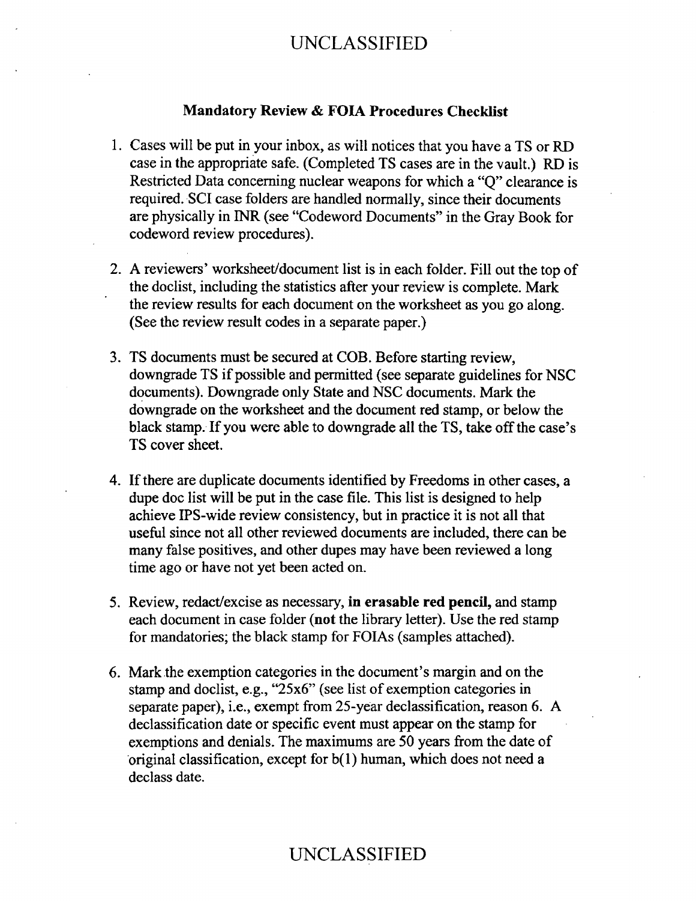UNCLASSIFIED

**Mandatory Review & FOIA Procedures Checklist**

1. Cases will be put in your inbox, as will notices that you have a TS or RD case in the appropriate safe. (Completed TS cases are in the vault.) RD is Restricted Data concerning nuclear weapons for which a "Q" clearance is required. SCI case folders are handled normally, since their documents are physically in INR (see "Codeword Documents" in the Gray Book for codeword review procedures).

2. A reviewers' worksheet/document list is in each folder. Fill out the top of the doclist, including the statistics after your review is complete. Mark the review results for each document on the worksheet as you go along. (See the review result codes in a separate paper.)

3. TS documents must be secured at COB. Before starting review, downgrade TS if possible and permitted (see separate guidelines for NSC documents). Downgrade only State and NSC documents. Mark the downgrade on the worksheet and the document red stamp, or below the black stamp. If you were able to downgrade all the TS, take off the case's TS cover sheet.

4. If there are duplicate documents identified by Freedoms in other cases, a dupe doc list will be put in the case file. This list is designed to help achieve IPS-wide review consistency, but in practice it is not all that useful since not all other reviewed documents are included, there can be many false positives, and other dupes may have been reviewed a long time ago or have not yet been acted on.

5. Review, redact/excise as necessary, **in erasable red pencil,** and stamp each document in case folder (**not** the library letter). Use the red stamp for mandatories; the black stamp for FOIAs (samples attached).

6. Mark the exemption categories in the document's margin and on the stamp and doclist, e.g., "25x6" (see list of exemption categories in separate paper), i.e., exempt from 25-year declassification, reason 6. A declassification date or specific event must appear on the stamp for exemptions and denials. The maximums are 50 years from the date of original classification, except for b(1) human, which does not need a declass date.

UNCLASSIFIED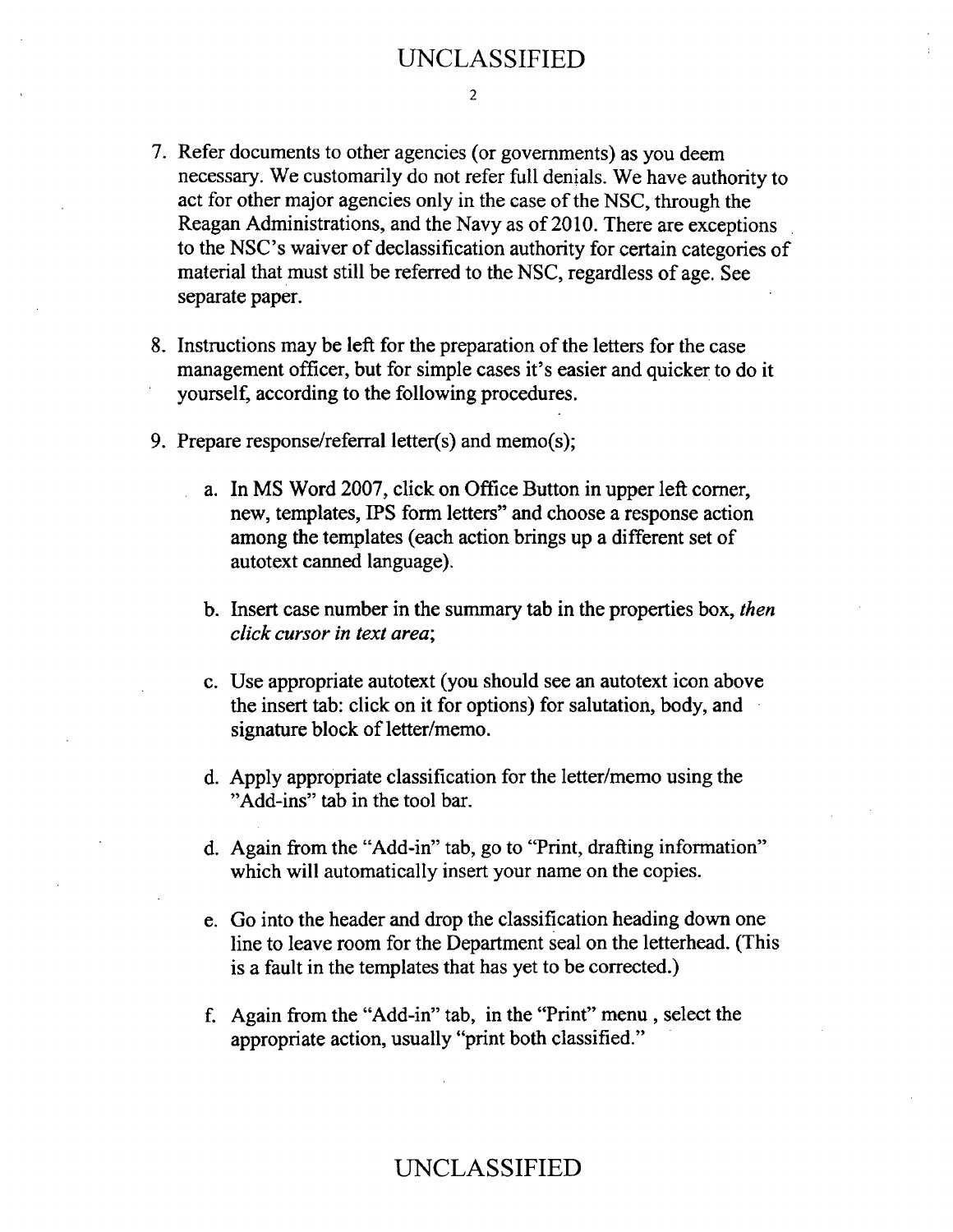7. Refer documents to other agencies (or governments) as you deem necessary. We customarily do not refer full denials. We have authority to act for other major agencies only in the case of the NSC, through the Reagan Administrations, and the Navy as of 2010. There are exceptions to the NSC's waiver of declassification authority for certain categories of material that must still be referred to the NSC, regardless of age. See separate paper.

8. Instructions may be left for the preparation of the letters for the case management officer, but for simple cases it's easier and quicker to do it yourself, according to the following procedures.

9. Prepare response/referral letter(s) and memo(s);

   a. In MS Word 2007, click on Office Button in upper left corner, new, templates, IPS form letters" and choose a response action among the templates (each action brings up a different set of autotext canned language).

   b. Insert case number in the summary tab in the properties box, *then click cursor in text area*;

   c. Use appropriate autotext (you should see an autotext icon above the insert tab: click on it for options) for salutation, body, and signature block of letter/memo.

   d. Apply appropriate classification for the letter/memo using the "Add-ins" tab in the tool bar.

   d. Again from the "Add-in" tab, go to "Print, drafting information" which will automatically insert your name on the copies.

   e. Go into the header and drop the classification heading down one line to leave room for the Department seal on the letterhead. (This is a fault in the templates that has yet to be corrected.)

   f. Again from the "Add-in" tab, in the "Print" menu , select the appropriate action, usually "print both classified."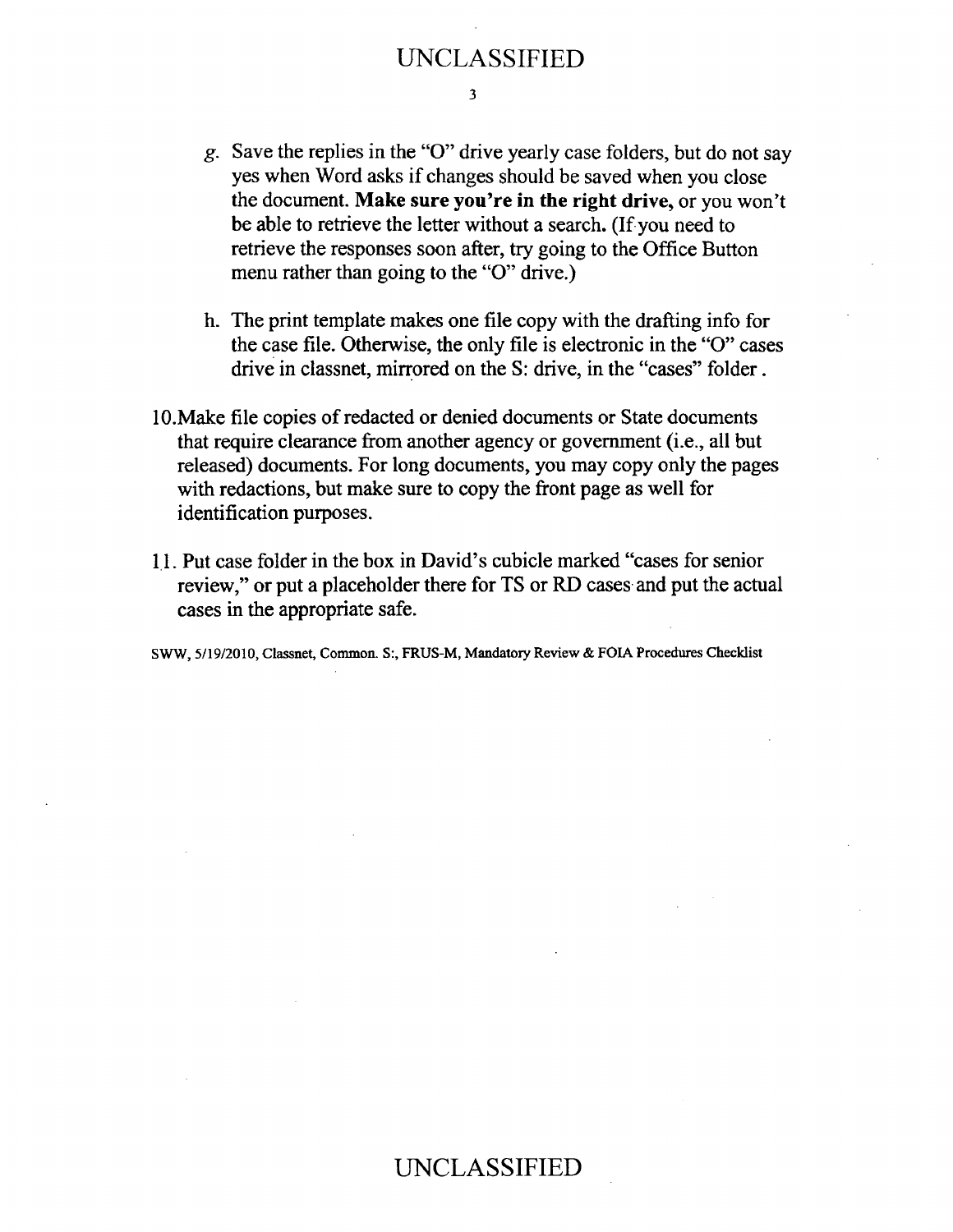g. Save the replies in the "O" drive yearly case folders, but do not say yes when Word asks if changes should be saved when you close the document. **Make sure you're in the right drive,** or you won't be able to retrieve the letter without a search. (If you need to retrieve the responses soon after, try going to the Office Button menu rather than going to the "O" drive.)

h. The print template makes one file copy with the drafting info for the case file. Otherwise, the only file is electronic in the "O" cases drive in classnet, mirrored on the S: drive, in the "cases" folder.

10. Make file copies of redacted or denied documents or State documents that require clearance from another agency or government (i.e., all but released) documents. For long documents, you may copy only the pages with redactions, but make sure to copy the front page as well for identification purposes.

11. Put case folder in the box in David's cubicle marked "cases for senior review," or put a placeholder there for TS or RD cases and put the actual cases in the appropriate safe.

SWW, 5/19/2010, Classnet, Common. S:, FRUS-M, Mandatory Review & FOIA Procedures Checklist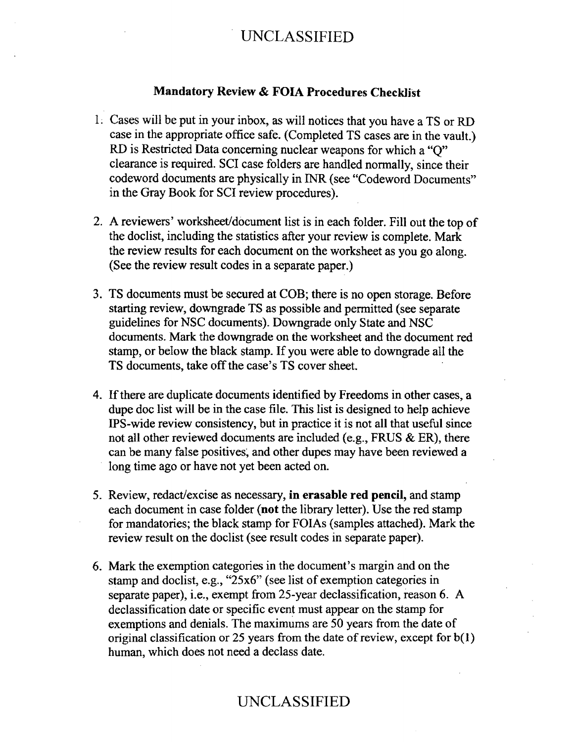UNCLASSIFIED

## Mandatory Review & FOIA Procedures Checklist

1. Cases will be put in your inbox, as will notices that you have a TS or RD case in the appropriate office safe. (Completed TS cases are in the vault.) RD is Restricted Data concerning nuclear weapons for which a "Q" clearance is required. SCI case folders are handled normally, since their codeword documents are physically in INR (see "Codeword Documents" in the Gray Book for SCI review procedures).

2. A reviewers' worksheet/document list is in each folder. Fill out the top of the doclist, including the statistics after your review is complete. Mark the review results for each document on the worksheet as you go along. (See the review result codes in a separate paper.)

3. TS documents must be secured at COB; there is no open storage. Before starting review, downgrade TS as possible and permitted (see separate guidelines for NSC documents). Downgrade only State and NSC documents. Mark the downgrade on the worksheet and the document red stamp, or below the black stamp. If you were able to downgrade all the TS documents, take off the case's TS cover sheet.

4. If there are duplicate documents identified by Freedoms in other cases, a dupe doc list will be in the case file. This list is designed to help achieve IPS-wide review consistency, but in practice it is not all that useful since not all other reviewed documents are included (e.g., FRUS & ER), there can be many false positives, and other dupes may have been reviewed a long time ago or have not yet been acted on.

5. Review, redact/excise as necessary, **in erasable red pencil,** and stamp each document in case folder (**not** the library letter). Use the red stamp for mandatories; the black stamp for FOIAs (samples attached). Mark the review result on the doclist (see result codes in separate paper).

6. Mark the exemption categories in the document's margin and on the stamp and doclist, e.g., "25x6" (see list of exemption categories in separate paper), i.e., exempt from 25-year declassification, reason 6. A declassification date or specific event must appear on the stamp for exemptions and denials. The maximums are 50 years from the date of original classification or 25 years from the date of review, except for b(1) human, which does not need a declass date.

UNCLASSIFIED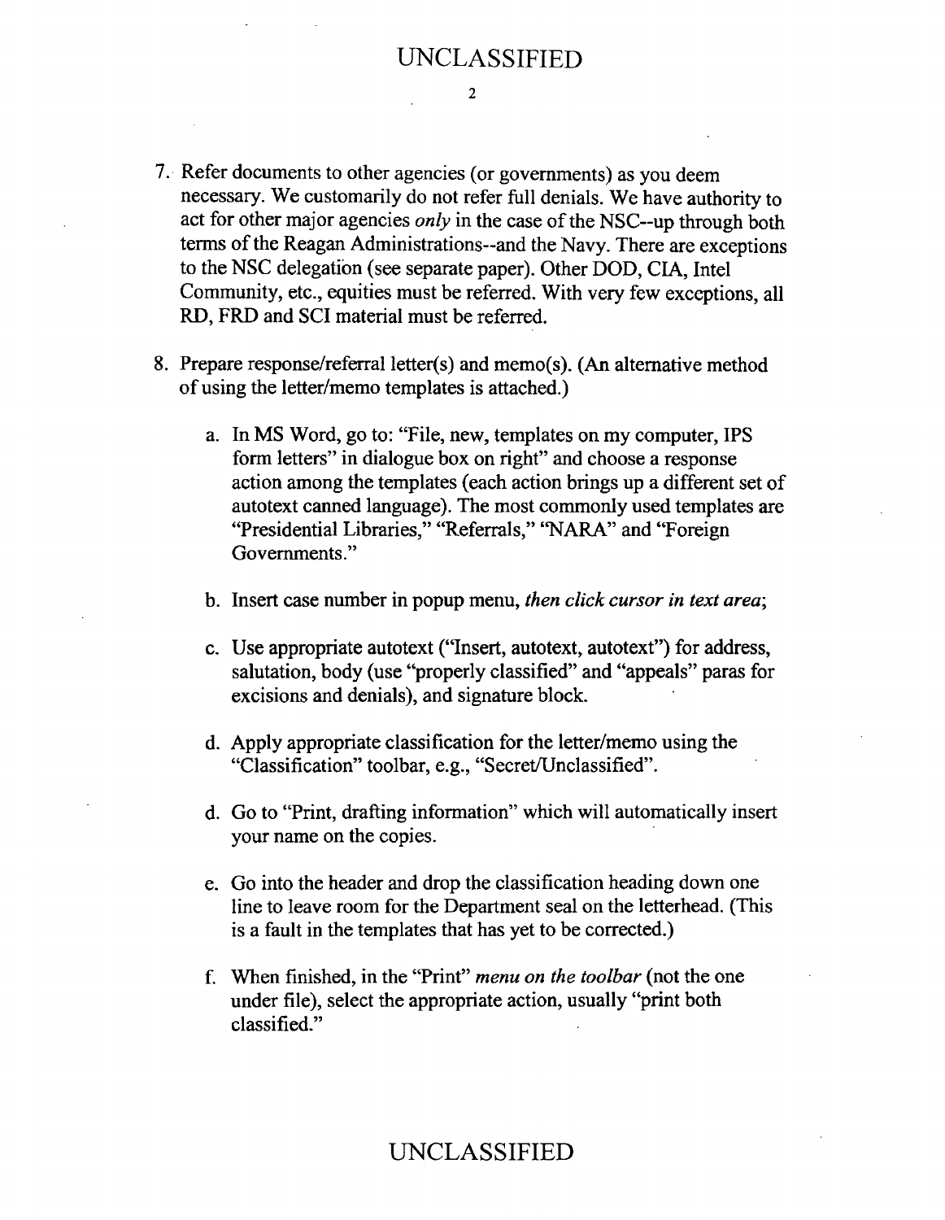7. Refer documents to other agencies (or governments) as you deem necessary. We customarily do not refer full denials. We have authority to act for other major agencies *only* in the case of the NSC--up through both terms of the Reagan Administrations--and the Navy. There are exceptions to the NSC delegation (see separate paper). Other DOD, CIA, Intel Community, etc., equities must be referred. With very few exceptions, all RD, FRD and SCI material must be referred.

8. Prepare response/referral letter(s) and memo(s). (An alternative method of using the letter/memo templates is attached.)

   a. In MS Word, go to: "File, new, templates on my computer, IPS form letters" in dialogue box on right" and choose a response action among the templates (each action brings up a different set of autotext canned language). The most commonly used templates are "Presidential Libraries," "Referrals," "NARA" and "Foreign Governments."

   b. Insert case number in popup menu, *then click cursor in text area*;

   c. Use appropriate autotext ("Insert, autotext, autotext") for address, salutation, body (use "properly classified" and "appeals" paras for excisions and denials), and signature block.

   d. Apply appropriate classification for the letter/memo using the "Classification" toolbar, e.g., "Secret/Unclassified".

   d. Go to "Print, drafting information" which will automatically insert your name on the copies.

   e. Go into the header and drop the classification heading down one line to leave room for the Department seal on the letterhead. (This is a fault in the templates that has yet to be corrected.)

   f. When finished, in the "Print" *menu on the toolbar* (not the one under file), select the appropriate action, usually "print both classified."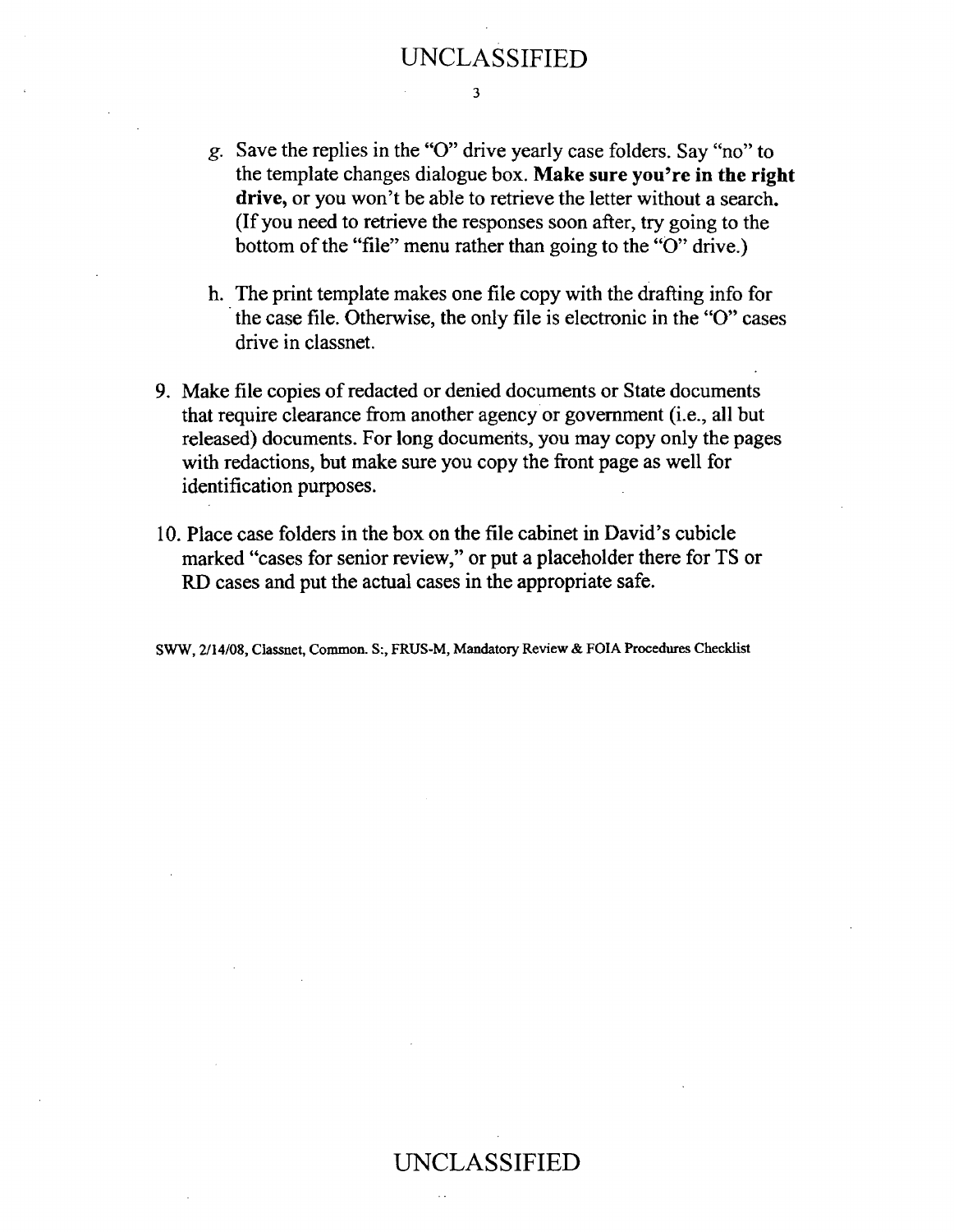g. Save the replies in the "O" drive yearly case folders. Say "no" to the template changes dialogue box. **Make sure you're in the right drive,** or you won't be able to retrieve the letter without a search. (If you need to retrieve the responses soon after, try going to the bottom of the "file" menu rather than going to the "O" drive.)

h. The print template makes one file copy with the drafting info for the case file. Otherwise, the only file is electronic in the "O" cases drive in classnet.

9. Make file copies of redacted or denied documents or State documents that require clearance from another agency or government (i.e., all but released) documents. For long documents, you may copy only the pages with redactions, but make sure you copy the front page as well for identification purposes.

10. Place case folders in the box on the file cabinet in David's cubicle marked "cases for senior review," or put a placeholder there for TS or RD cases and put the actual cases in the appropriate safe.

SWW, 2/14/08, Classnet, Common. S:, FRUS-M, Mandatory Review & FOIA Procedures Checklist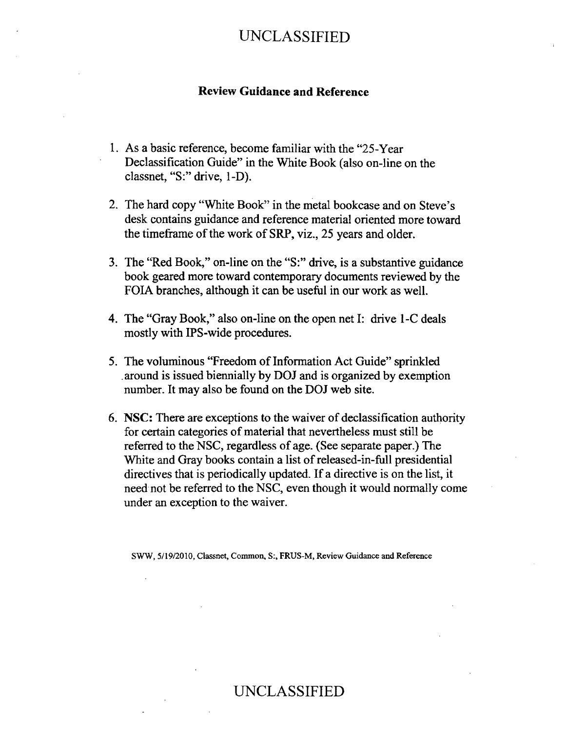UNCLASSIFIED

**Review Guidance and Reference**

1. As a basic reference, become familiar with the "25-Year Declassification Guide" in the White Book (also on-line on the classnet, "S:" drive, 1-D).

2. The hard copy "White Book" in the metal bookcase and on Steve's desk contains guidance and reference material oriented more toward the timeframe of the work of SRP, viz., 25 years and older.

3. The "Red Book," on-line on the "S:" drive, is a substantive guidance book geared more toward contemporary documents reviewed by the FOIA branches, although it can be useful in our work as well.

4. The "Gray Book," also on-line on the open net I: drive 1-C deals mostly with IPS-wide procedures.

5. The voluminous "Freedom of Information Act Guide" sprinkled around is issued biennially by DOJ and is organized by exemption number. It may also be found on the DOJ web site.

6. **NSC:** There are exceptions to the waiver of declassification authority for certain categories of material that nevertheless must still be referred to the NSC, regardless of age. (See separate paper.) The White and Gray books contain a list of released-in-full presidential directives that is periodically updated. If a directive is on the list, it need not be referred to the NSC, even though it would normally come under an exception to the waiver.

SWW, 5/19/2010, Classnet, Common, S:, FRUS-M, Review Guidance and Reference

UNCLASSIFIED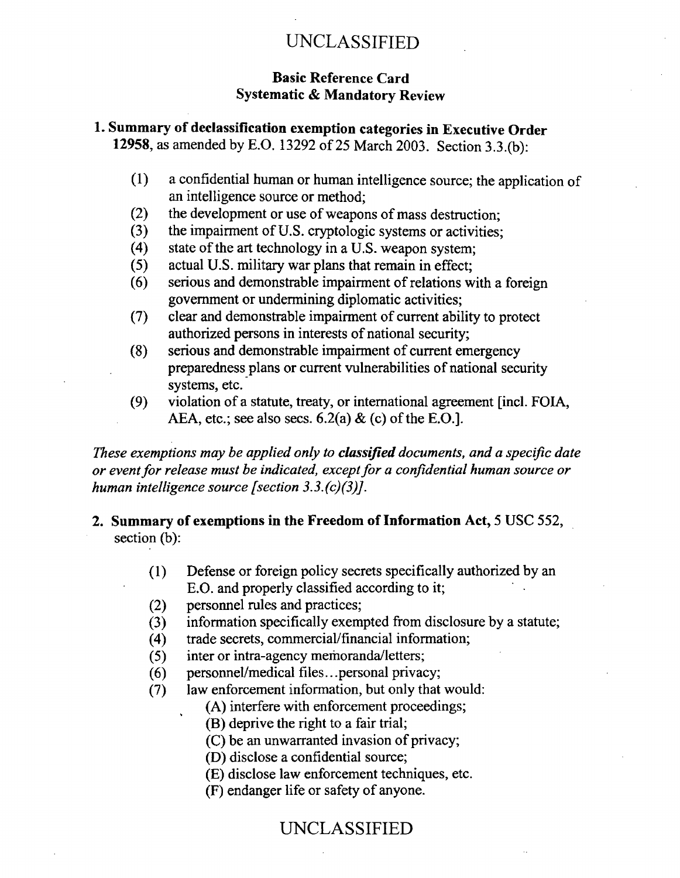UNCLASSIFIED

**Basic Reference Card**
**Systematic & Mandatory Review**

**1. Summary of declassification exemption categories in Executive Order 12958**, as amended by E.O. 13292 of 25 March 2003. Section 3.3.(b):

(1) a confidential human or human intelligence source; the application of an intelligence source or method;
(2) the development or use of weapons of mass destruction;
(3) the impairment of U.S. cryptologic systems or activities;
(4) state of the art technology in a U.S. weapon system;
(5) actual U.S. military war plans that remain in effect;
(6) serious and demonstrable impairment of relations with a foreign government or undermining diplomatic activities;
(7) clear and demonstrable impairment of current ability to protect authorized persons in interests of national security;
(8) serious and demonstrable impairment of current emergency preparedness plans or current vulnerabilities of national security systems, etc.
(9) violation of a statute, treaty, or international agreement [incl. FOIA, AEA, etc.; see also secs. 6.2(a) & (c) of the E.O.].

*These exemptions may be applied only to **classified** documents, and a specific date or event for release must be indicated, except for a confidential human source or human intelligence source [section 3.3.(c)(3)].*

**2. Summary of exemptions in the Freedom of Information Act,** 5 USC 552, section (b):

(1) Defense or foreign policy secrets specifically authorized by an E.O. and properly classified according to it;
(2) personnel rules and practices;
(3) information specifically exempted from disclosure by a statute;
(4) trade secrets, commercial/financial information;
(5) inter or intra-agency memoranda/letters;
(6) personnel/medical files...personal privacy;
(7) law enforcement information, but only that would:
   (A) interfere with enforcement proceedings;
   (B) deprive the right to a fair trial;
   (C) be an unwarranted invasion of privacy;
   (D) disclose a confidential source;
   (E) disclose law enforcement techniques, etc.
   (F) endanger life or safety of anyone.

UNCLASSIFIED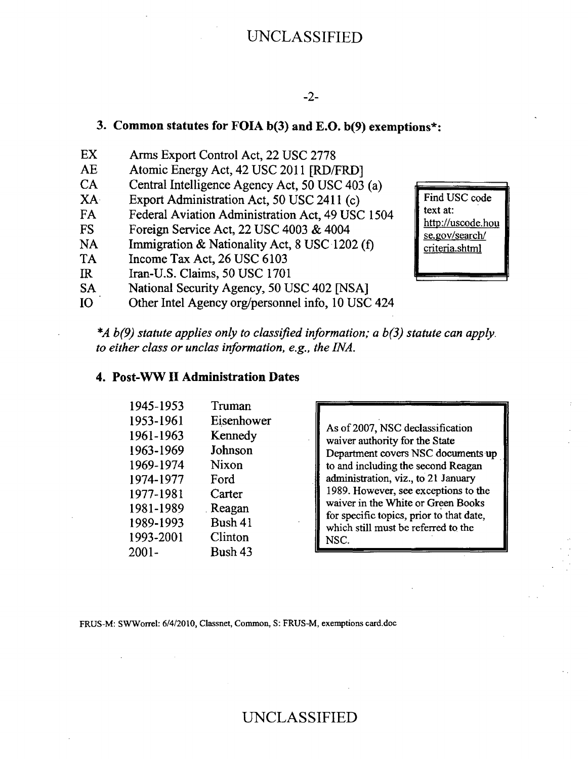### 3. Common statutes for FOIA b(3) and E.O. b(9) exemptions*:

| | |
|---|---|
| EX | Arms Export Control Act, 22 USC 2778 |
| AE | Atomic Energy Act, 42 USC 2011 [RD/FRD] |
| CA | Central Intelligence Agency Act, 50 USC 403 (a) |
| XA | Export Administration Act, 50 USC 2411 (c) |
| FA | Federal Aviation Administration Act, 49 USC 1504 |
| FS | Foreign Service Act, 22 USC 4003 & 4004 |
| NA | Immigration & Nationality Act, 8 USC 1202 (f) |
| TA | Income Tax Act, 26 USC 6103 |
| IR | Iran-U.S. Claims, 50 USC 1701 |
| SA | National Security Agency, 50 USC 402 [NSA] |
| IO | Other Intel Agency org/personnel info, 10 USC 424 |

> Find USC code text at: http://uscode.house.gov/search/criteria.shtml

**A b(9) statute applies only to classified information; a b(3) statute can apply to either class or unclas information, e.g., the INA.*

### 4. Post-WW II Administration Dates

| | |
|---|---|
| 1945-1953 | Truman |
| 1953-1961 | Eisenhower |
| 1961-1963 | Kennedy |
| 1963-1969 | Johnson |
| 1969-1974 | Nixon |
| 1974-1977 | Ford |
| 1977-1981 | Carter |
| 1981-1989 | Reagan |
| 1989-1993 | Bush 41 |
| 1993-2001 | Clinton |
| 2001- | Bush 43 |

> As of 2007, NSC declassification waiver authority for the State Department covers NSC documents up to and including the second Reagan administration, viz., to 21 January 1989. However, see exceptions to the waiver in the White or Green Books for specific topics, prior to that date, which still must be referred to the NSC.

FRUS-M: SWWorrel: 6/4/2010, Classnet, Common, S: FRUS-M, exemptions card.doc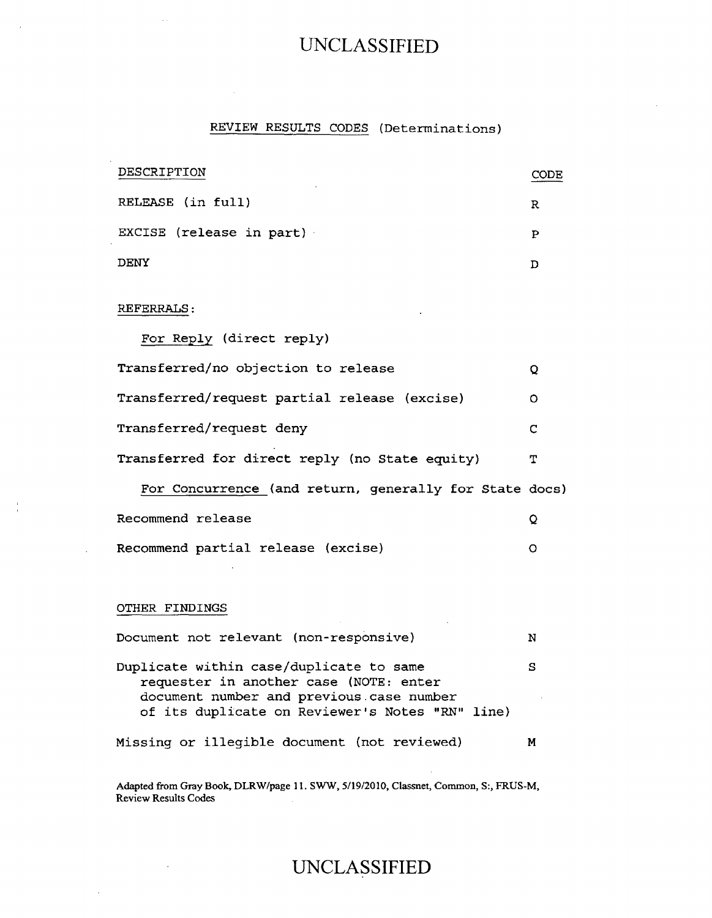UNCLASSIFIED

## REVIEW RESULTS CODES (Determinations)

| DESCRIPTION | CODE |
|---|---|
| RELEASE (in full) | R |
| EXCISE (release in part) | P |
| DENY | D |

REFERRALS:

For Reply (direct reply)

| | |
|---|---|
| Transferred/no objection to release | Q |
| Transferred/request partial release (excise) | O |
| Transferred/request deny | C |
| Transferred for direct reply (no State equity) | T |

For Concurrence (and return, generally for State docs)

| | |
|---|---|
| Recommend release | Q |
| Recommend partial release (excise) | O |

OTHER FINDINGS

| | |
|---|---|
| Document not relevant (non-responsive) | N |
| Duplicate within case/duplicate to same requester in another case (NOTE: enter document number and previous case number of its duplicate on Reviewer's Notes "RN" line) | S |
| Missing or illegible document (not reviewed) | M |

Adapted from Gray Book, DLRW/page 11. SWW, 5/19/2010, Classnet, Common, S:, FRUS-M, Review Results Codes

UNCLASSIFIED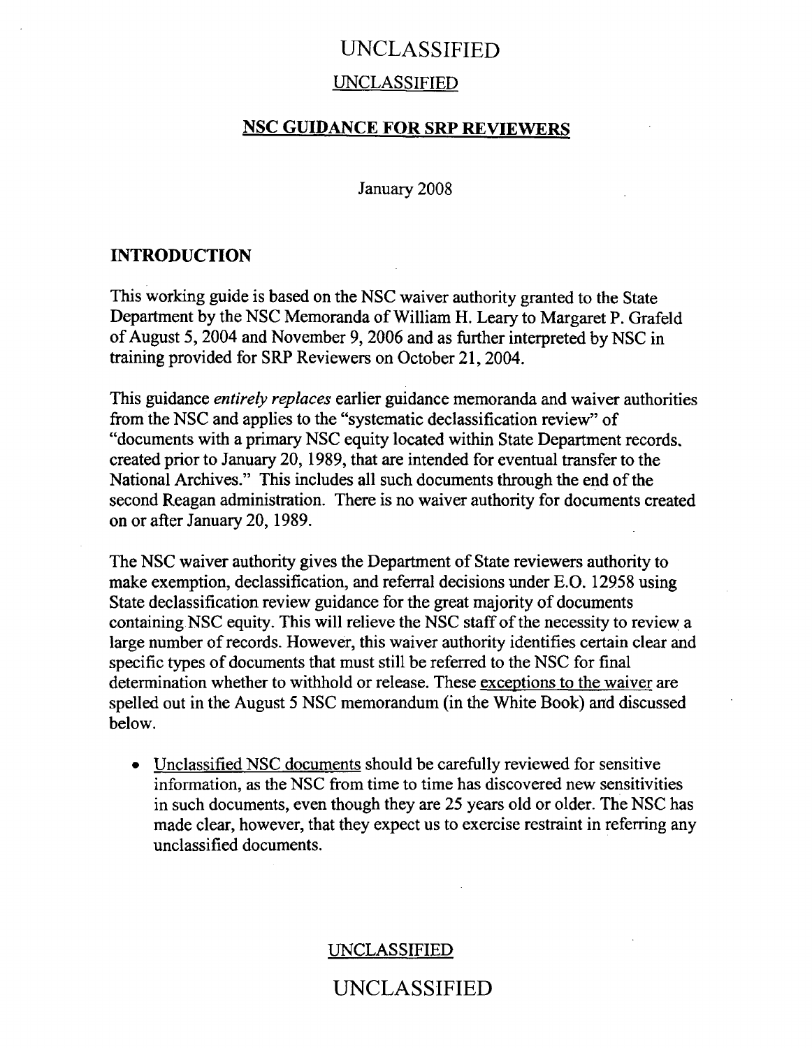## NSC GUIDANCE FOR SRP REVIEWERS

January 2008

### INTRODUCTION

This working guide is based on the NSC waiver authority granted to the State Department by the NSC Memoranda of William H. Leary to Margaret P. Grafeld of August 5, 2004 and November 9, 2006 and as further interpreted by NSC in training provided for SRP Reviewers on October 21, 2004.

This guidance *entirely replaces* earlier guidance memoranda and waiver authorities from the NSC and applies to the "systematic declassification review" of "documents with a primary NSC equity located within State Department records, created prior to January 20, 1989, that are intended for eventual transfer to the National Archives." This includes all such documents through the end of the second Reagan administration. There is no waiver authority for documents created on or after January 20, 1989.

The NSC waiver authority gives the Department of State reviewers authority to make exemption, declassification, and referral decisions under E.O. 12958 using State declassification review guidance for the great majority of documents containing NSC equity. This will relieve the NSC staff of the necessity to review a large number of records. However, this waiver authority identifies certain clear and specific types of documents that must still be referred to the NSC for final determination whether to withhold or release. These exceptions to the waiver are spelled out in the August 5 NSC memorandum (in the White Book) and discussed below.

- Unclassified NSC documents should be carefully reviewed for sensitive information, as the NSC from time to time has discovered new sensitivities in such documents, even though they are 25 years old or older. The NSC has made clear, however, that they expect us to exercise restraint in referring any unclassified documents.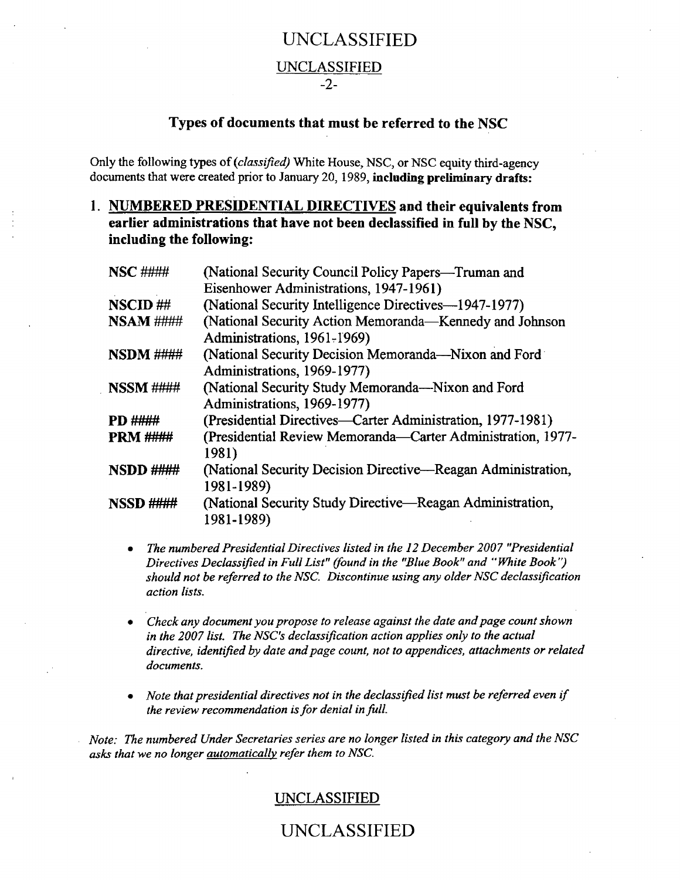## Types of documents that must be referred to the NSC

Only the following types of *(classified)* White House, NSC, or NSC equity third-agency documents that were created prior to January 20, 1989, **including preliminary drafts:**

### 1. NUMBERED PRESIDENTIAL DIRECTIVES and their equivalents from earlier administrations that have not been declassified in full by the NSC, including the following:

| | |
|---|---|
| **NSC ####** | (National Security Council Policy Papers—Truman and Eisenhower Administrations, 1947-1961) |
| **NSCID ##** | (National Security Intelligence Directives—1947-1977) |
| **NSAM ####** | (National Security Action Memoranda—Kennedy and Johnson Administrations, 1961-1969) |
| **NSDM ####** | (National Security Decision Memoranda—Nixon and Ford Administrations, 1969-1977) |
| **NSSM ####** | (National Security Study Memoranda—Nixon and Ford Administrations, 1969-1977) |
| **PD ####** | (Presidential Directives—Carter Administration, 1977-1981) |
| **PRM ####** | (Presidential Review Memoranda—Carter Administration, 1977-1981) |
| **NSDD ####** | (National Security Decision Directive—Reagan Administration, 1981-1989) |
| **NSSD ####** | (National Security Study Directive—Reagan Administration, 1981-1989) |

- *The numbered Presidential Directives listed in the 12 December 2007 "Presidential Directives Declassified in Full List" (found in the "Blue Book" and "White Book") should not be referred to the NSC. Discontinue using any older NSC declassification action lists.*

- *Check any document you propose to release against the date and page count shown in the 2007 list. The NSC's declassification action applies only to the actual directive, identified by date and page count, not to appendices, attachments or related documents.*

- *Note that presidential directives not in the declassified list must be referred even if the review recommendation is for denial in full.*

*Note: The numbered Under Secretaries series are no longer listed in this category and the NSC asks that we no longer* *<u>automatically</u>* *refer them to NSC.*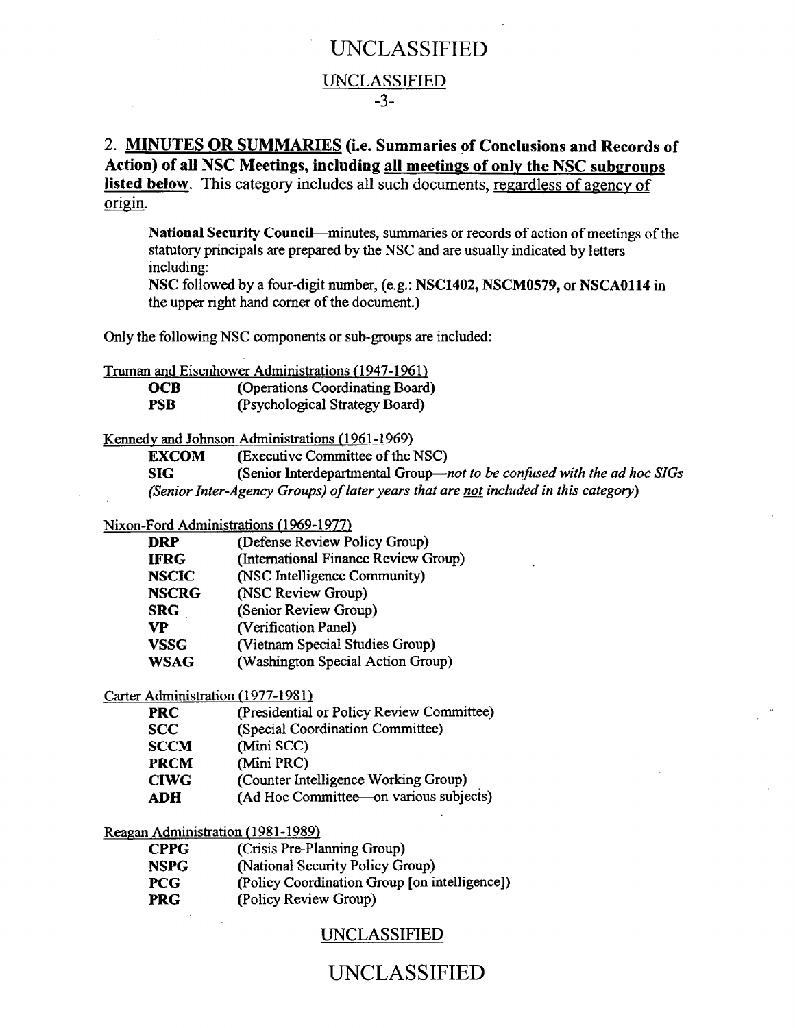2. **MINUTES OR SUMMARIES (i.e. Summaries of Conclusions and Records of Action) of all NSC Meetings, including all meetings of only the NSC subgroups listed below**. This category includes all such documents, regardless of agency of origin.

> **National Security Council**—minutes, summaries or records of action of meetings of the statutory principals are prepared by the NSC and are usually indicated by letters including:
> NSC followed by a four-digit number, (e.g.: **NSC1402, NSCM0579,** or **NSCA0114** in the upper right hand corner of the document.)

Only the following NSC components or sub-groups are included:

Truman and Eisenhower Administrations (1947-1961)

| | |
|---|---|
| **OCB** | (Operations Coordinating Board) |
| **PSB** | (Psychological Strategy Board) |

Kennedy and Johnson Administrations (1961-1969)

| | |
|---|---|
| **EXCOM** | (Executive Committee of the NSC) |
| **SIG** | (Senior Interdepartmental Group—*not to be confused with the ad hoc SIGs (Senior Inter-Agency Groups) of later years that are not included in this category*) |

Nixon-Ford Administrations (1969-1977)

| | |
|---|---|
| **DRP** | (Defense Review Policy Group) |
| **IFRG** | (International Finance Review Group) |
| **NSCIC** | (NSC Intelligence Community) |
| **NSCRG** | (NSC Review Group) |
| **SRG** | (Senior Review Group) |
| **VP** | (Verification Panel) |
| **VSSG** | (Vietnam Special Studies Group) |
| **WSAG** | (Washington Special Action Group) |

Carter Administration (1977-1981)

| | |
|---|---|
| **PRC** | (Presidential or Policy Review Committee) |
| **SCC** | (Special Coordination Committee) |
| **SCCM** | (Mini SCC) |
| **PRCM** | (Mini PRC) |
| **CIWG** | (Counter Intelligence Working Group) |
| **ADH** | (Ad Hoc Committee—on various subjects) |

Reagan Administration (1981-1989)

| | |
|---|---|
| **CPPG** | (Crisis Pre-Planning Group) |
| **NSPG** | (National Security Policy Group) |
| **PCG** | (Policy Coordination Group [on intelligence]) |
| **PRG** | (Policy Review Group) |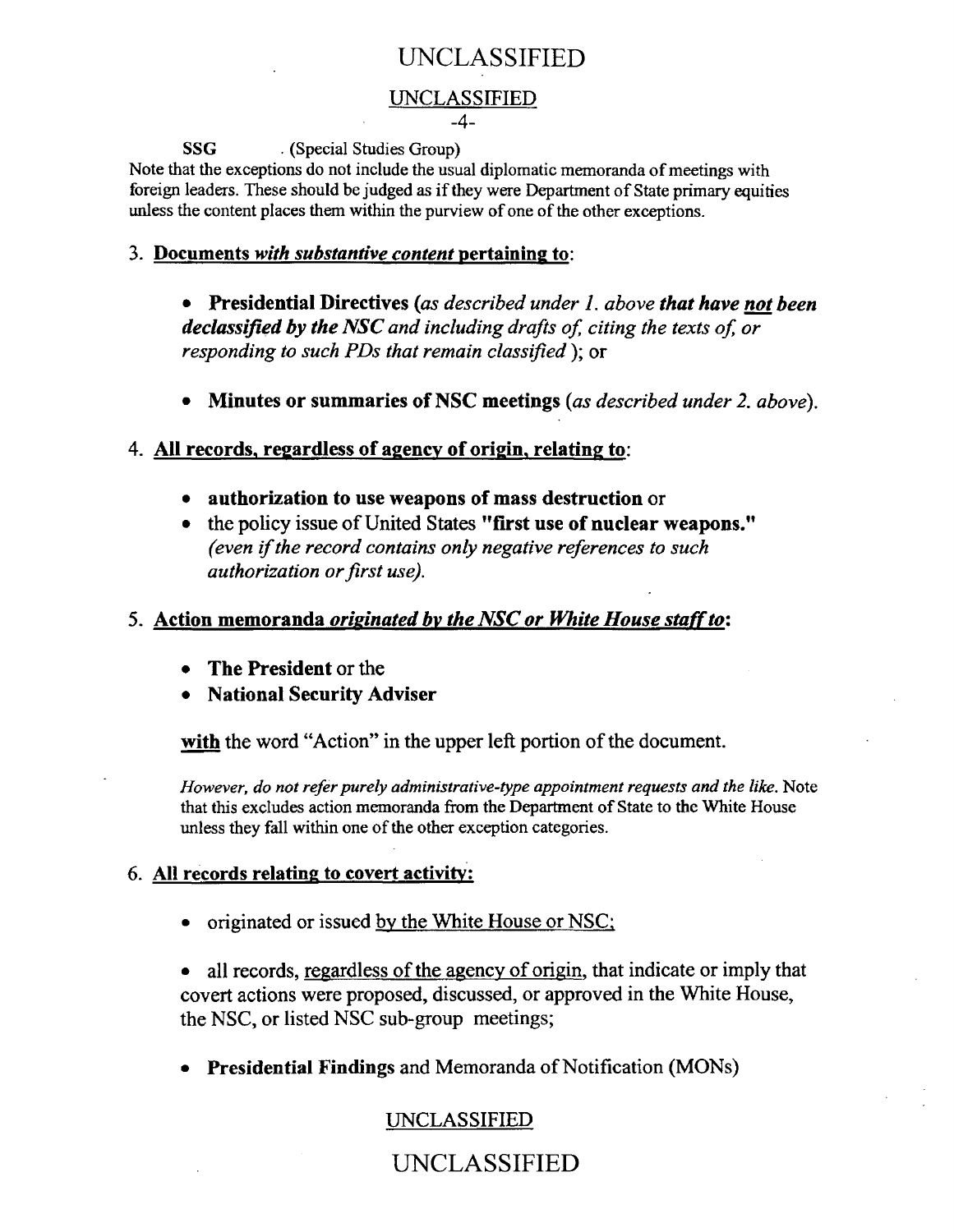UNCLASSIFIED

**SSG** (Special Studies Group)

Note that the exceptions do not include the usual diplomatic memoranda of meetings with foreign leaders. These should be judged as if they were Department of State primary equities unless the content places them within the purview of one of the other exceptions.

3. **Documents *with substantive content* pertaining to:**

   - **Presidential Directives** *(as described under 1. above **that have not been declassified by the NSC** and including drafts of, citing the texts of, or responding to such PDs that remain classified)*; or

   - **Minutes or summaries of NSC meetings** *(as described under 2. above)*.

4. **All records, regardless of agency of origin, relating to:**

   - **authorization to use weapons of mass destruction** or
   - the policy issue of United States **"first use of nuclear weapons."** *(even if the record contains only negative references to such authorization or first use).*

5. **Action memoranda *originated by the NSC or White House staff to*:**

   - **The President** or the
   - **National Security Adviser**

   **with** the word "Action" in the upper left portion of the document.

   *However, do not refer purely administrative-type appointment requests and the like.* Note that this excludes action memoranda from the Department of State to the White House unless they fall within one of the other exception categories.

6. **All records relating to covert activity:**

   - originated or issued by the White House or NSC;

   - all records, regardless of the agency of origin, that indicate or imply that covert actions were proposed, discussed, or approved in the White House, the NSC, or listed NSC sub-group meetings;

   - **Presidential Findings** and Memoranda of Notification (MONs)

UNCLASSIFIED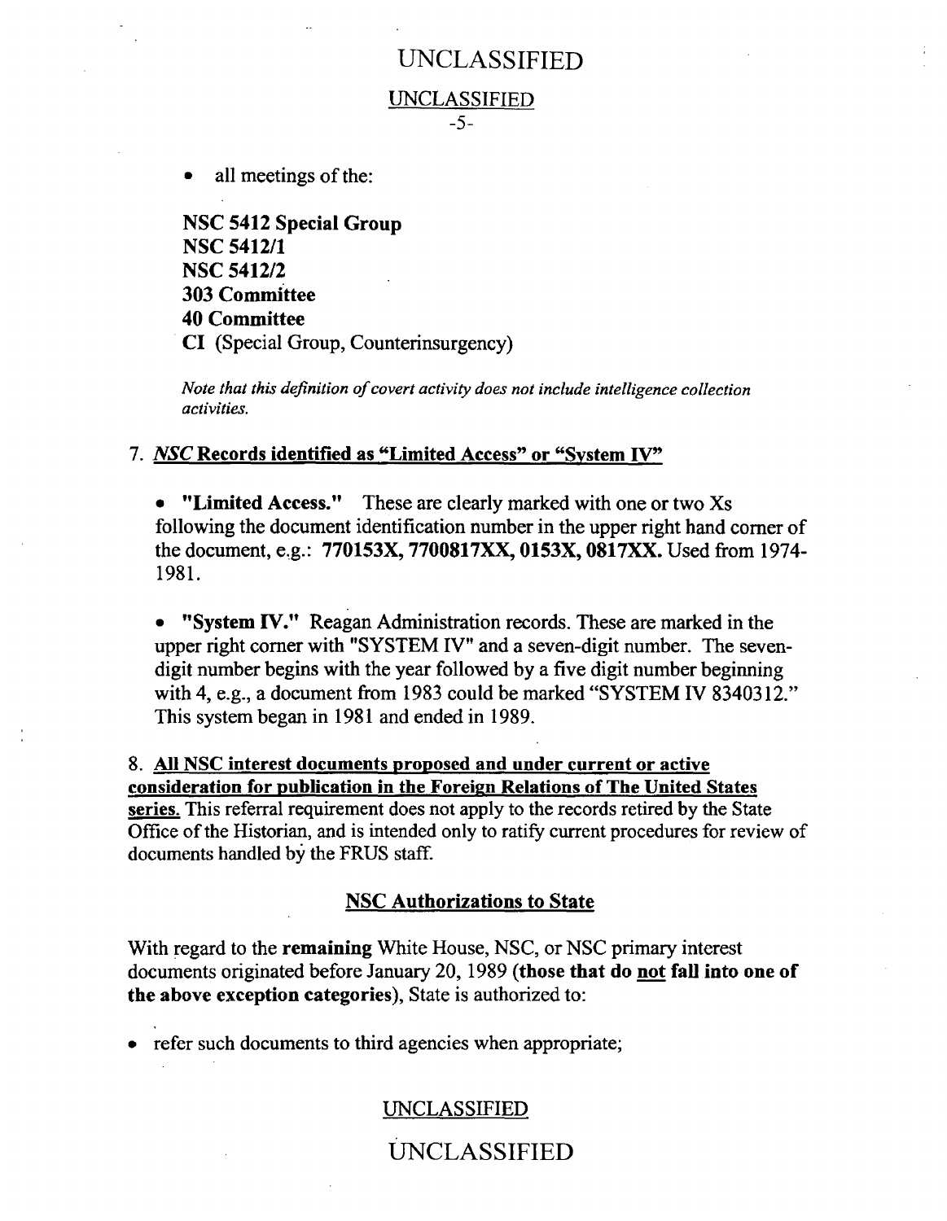- all meetings of the:

**NSC 5412 Special Group**
**NSC 5412/1**
**NSC 5412/2**
**303 Committee**
**40 Committee**
**CI** (Special Group, Counterinsurgency)

*Note that this definition of covert activity does not include intelligence collection activities.*

7. ***NSC* Records identified as "Limited Access" or "System IV"**

- **"Limited Access."** These are clearly marked with one or two Xs following the document identification number in the upper right hand corner of the document, e.g.: **770153X, 7700817XX, 0153X, 0817XX.** Used from 1974-1981.

- **"System IV."** Reagan Administration records. These are marked in the upper right corner with "SYSTEM IV" and a seven-digit number. The seven-digit number begins with the year followed by a five digit number beginning with 4, e.g., a document from 1983 could be marked "SYSTEM IV 8340312." This system began in 1981 and ended in 1989.

8. **All NSC interest documents proposed and under current or active consideration for publication in the Foreign Relations of The United States series.** This referral requirement does not apply to the records retired by the State Office of the Historian, and is intended only to ratify current procedures for review of documents handled by the FRUS staff.

## NSC Authorizations to State

With regard to the **remaining** White House, NSC, or NSC primary interest documents originated before January 20, 1989 **(those that do not fall into one of the above exception categories)**, State is authorized to:

- refer such documents to third agencies when appropriate;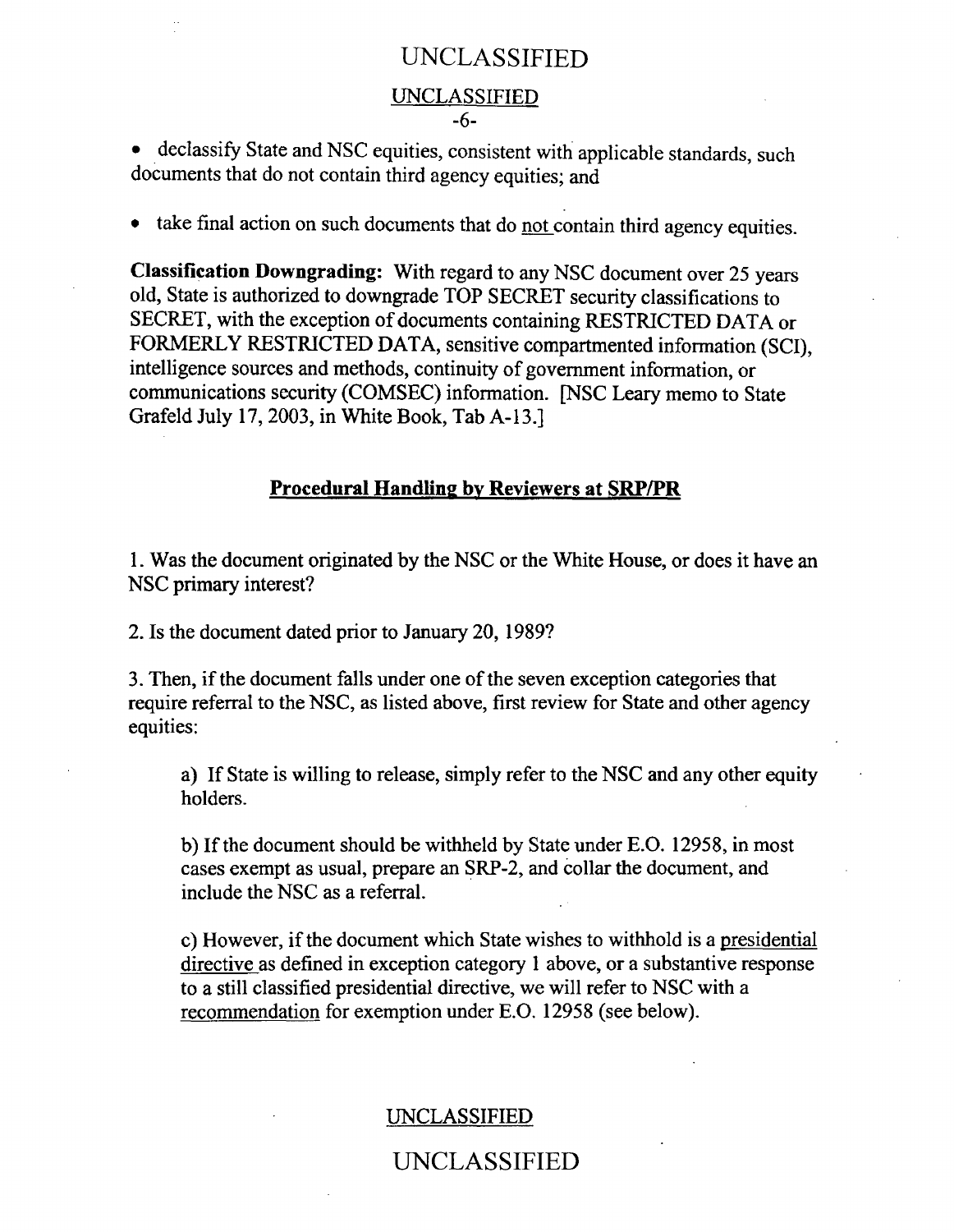- declassify State and NSC equities, consistent with applicable standards, such documents that do not contain third agency equities; and

- take final action on such documents that do not contain third agency equities.

**Classification Downgrading:** With regard to any NSC document over 25 years old, State is authorized to downgrade TOP SECRET security classifications to SECRET, with the exception of documents containing RESTRICTED DATA or FORMERLY RESTRICTED DATA, sensitive compartmented information (SCI), intelligence sources and methods, continuity of government information, or communications security (COMSEC) information. [NSC Leary memo to State Grafeld July 17, 2003, in White Book, Tab A-13.]

## Procedural Handling by Reviewers at SRP/PR

1. Was the document originated by the NSC or the White House, or does it have an NSC primary interest?

2. Is the document dated prior to January 20, 1989?

3. Then, if the document falls under one of the seven exception categories that require referral to the NSC, as listed above, first review for State and other agency equities:

   a) If State is willing to release, simply refer to the NSC and any other equity holders.

   b) If the document should be withheld by State under E.O. 12958, in most cases exempt as usual, prepare an SRP-2, and collar the document, and include the NSC as a referral.

   c) However, if the document which State wishes to withhold is a presidential directive as defined in exception category 1 above, or a substantive response to a still classified presidential directive, we will refer to NSC with a recommendation for exemption under E.O. 12958 (see below).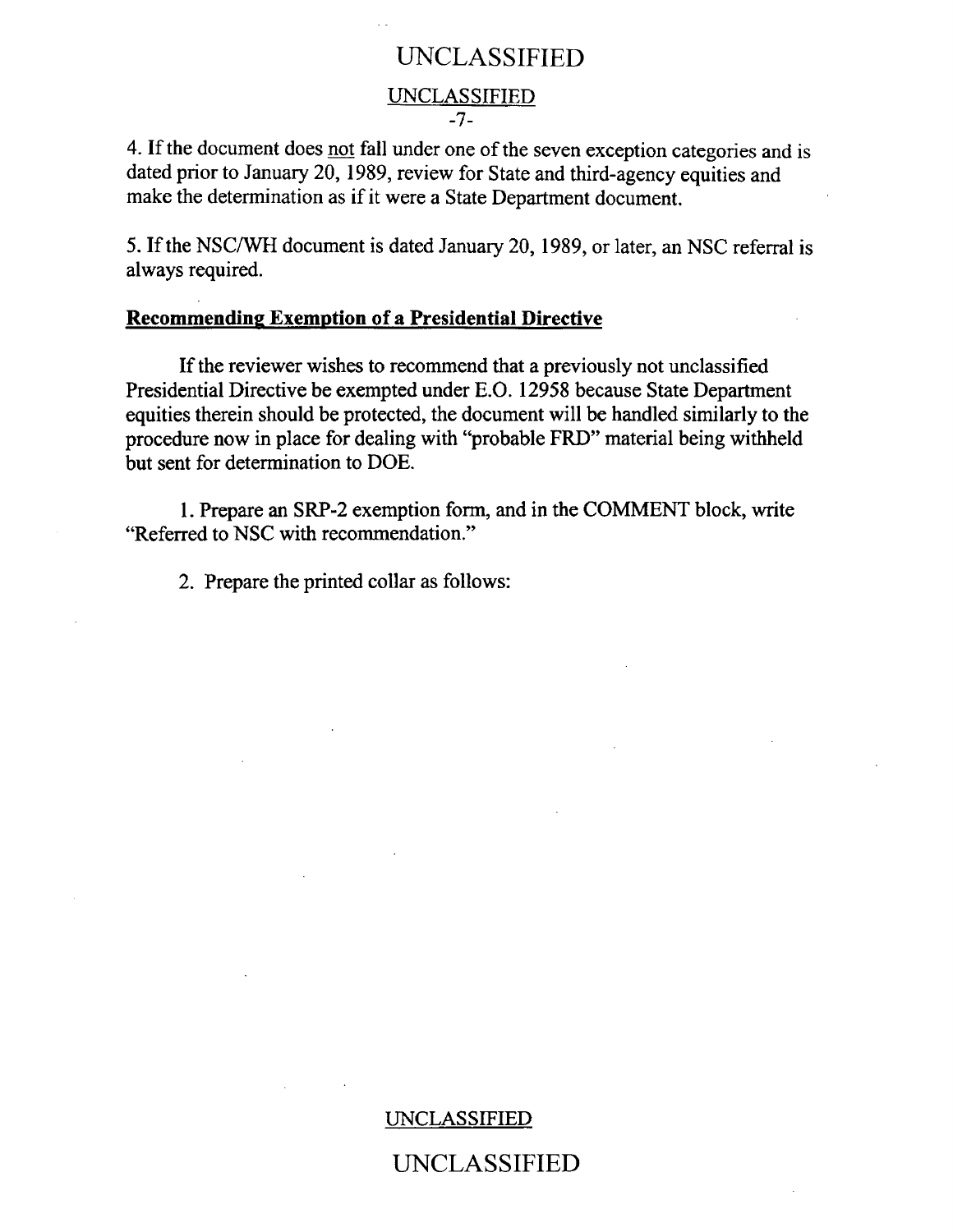4. If the document does not fall under one of the seven exception categories and is dated prior to January 20, 1989, review for State and third-agency equities and make the determination as if it were a State Department document.

5. If the NSC/WH document is dated January 20, 1989, or later, an NSC referral is always required.

**Recommending Exemption of a Presidential Directive**

If the reviewer wishes to recommend that a previously not unclassified Presidential Directive be exempted under E.O. 12958 because State Department equities therein should be protected, the document will be handled similarly to the procedure now in place for dealing with "probable FRD" material being withheld but sent for determination to DOE.

1. Prepare an SRP-2 exemption form, and in the COMMENT block, write "Referred to NSC with recommendation."

2. Prepare the printed collar as follows: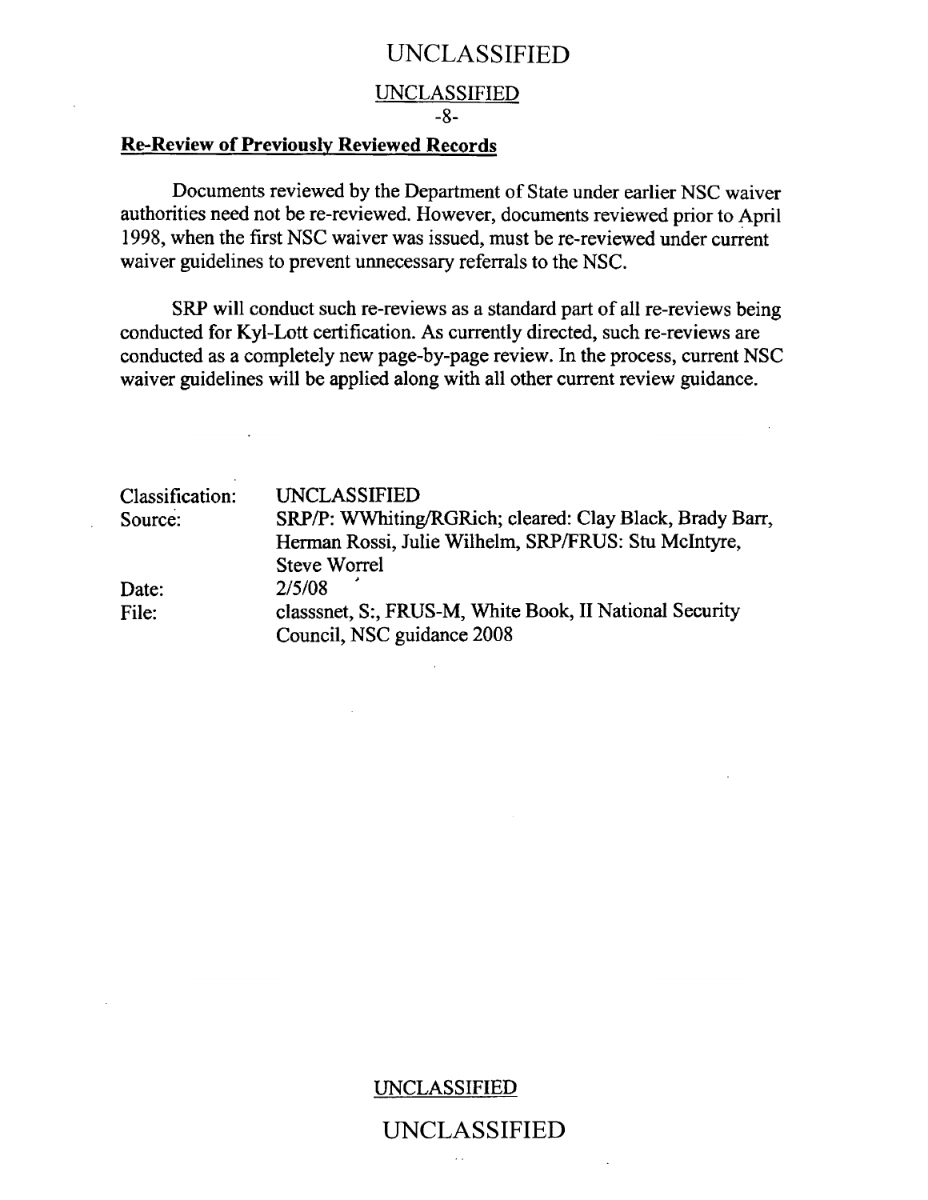## Re-Review of Previously Reviewed Records

Documents reviewed by the Department of State under earlier NSC waiver authorities need not be re-reviewed. However, documents reviewed prior to April 1998, when the first NSC waiver was issued, must be re-reviewed under current waiver guidelines to prevent unnecessary referrals to the NSC.

SRP will conduct such re-reviews as a standard part of all re-reviews being conducted for Kyl-Lott certification. As currently directed, such re-reviews are conducted as a completely new page-by-page review. In the process, current NSC waiver guidelines will be applied along with all other current review guidance.

| | |
|---|---|
| Classification: | UNCLASSIFIED |
| Source: | SRP/P: WWhiting/RGRich; cleared: Clay Black, Brady Barr, Herman Rossi, Julie Wilhelm, SRP/FRUS: Stu McIntyre, Steve Worrel |
| Date: | 2/5/08 |
| File: | classsnet, S:, FRUS-M, White Book, II National Security Council, NSC guidance 2008 |